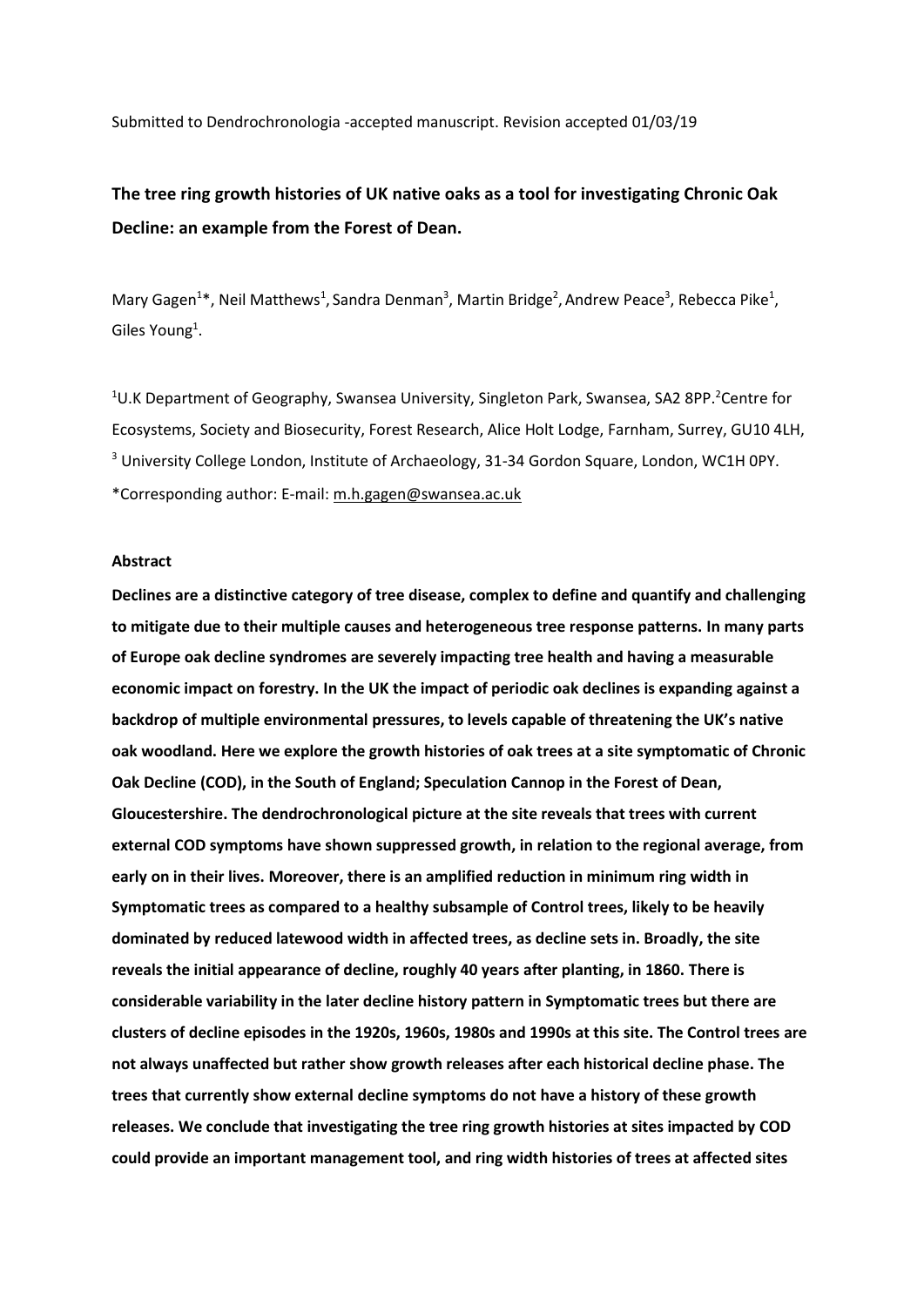Submitted to Dendrochronologia -accepted manuscript. Revision accepted 01/03/19

# The tree ring growth histories of UK native oaks as a tool for investigating Chronic Oak Decline: an example from the Forest of Dean.

Mary Gagen[1]*, Neil Matthews[1], Sandra Denman[3], Martin Bridge[2], Andrew Peace[3], Rebecca Pike[1], Giles Young[1].

[1]U.K Department of Geography, Swansea University, Singleton Park, Swansea, SA2 8PP.[2]Centre for Ecosystems, Society and Biosecurity, Forest Research, Alice Holt Lodge, Farnham, Surrey, GU10 4LH, [3] University College London, Institute of Archaeology, 31-34 Gordon Square, London, WC1H 0PY.
*Corresponding author: E-mail: m.h.gagen@swansea.ac.uk

### Abstract

**Declines are a distinctive category of tree disease, complex to define and quantify and challenging to mitigate due to their multiple causes and heterogeneous tree response patterns. In many parts of Europe oak decline syndromes are severely impacting tree health and having a measurable economic impact on forestry. In the UK the impact of periodic oak declines is expanding against a backdrop of multiple environmental pressures, to levels capable of threatening the UK's native oak woodland. Here we explore the growth histories of oak trees at a site symptomatic of Chronic Oak Decline (COD), in the South of England; Speculation Cannop in the Forest of Dean, Gloucestershire. The dendrochronological picture at the site reveals that trees with current external COD symptoms have shown suppressed growth, in relation to the regional average, from early on in their lives. Moreover, there is an amplified reduction in minimum ring width in Symptomatic trees as compared to a healthy subsample of Control trees, likely to be heavily dominated by reduced latewood width in affected trees, as decline sets in. Broadly, the site reveals the initial appearance of decline, roughly 40 years after planting, in 1860. There is considerable variability in the later decline history pattern in Symptomatic trees but there are clusters of decline episodes in the 1920s, 1960s, 1980s and 1990s at this site. The Control trees are not always unaffected but rather show growth releases after each historical decline phase. The trees that currently show external decline symptoms do not have a history of these growth releases. We conclude that investigating the tree ring growth histories at sites impacted by COD could provide an important management tool, and ring width histories of trees at affected sites**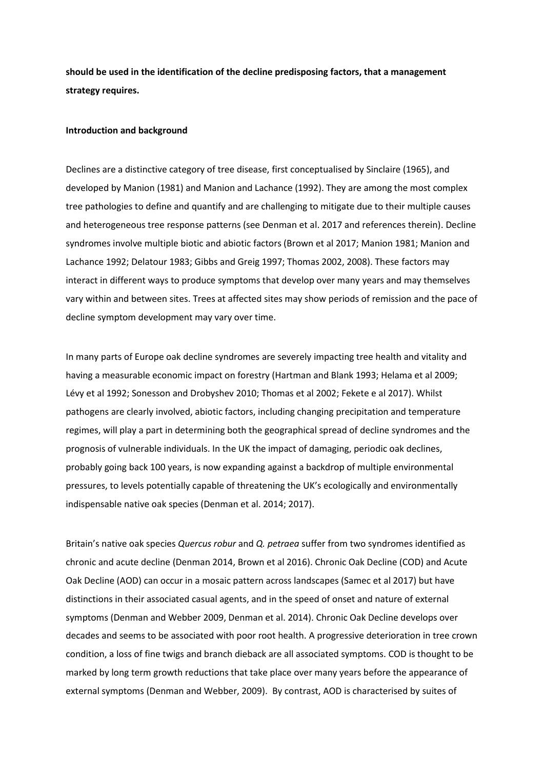**should be used in the identification of the decline predisposing factors, that a management strategy requires.**

**Introduction and background**

Declines are a distinctive category of tree disease, first conceptualised by Sinclaire (1965), and developed by Manion (1981) and Manion and Lachance (1992). They are among the most complex tree pathologies to define and quantify and are challenging to mitigate due to their multiple causes and heterogeneous tree response patterns (see Denman et al. 2017 and references therein). Decline syndromes involve multiple biotic and abiotic factors (Brown et al 2017; Manion 1981; Manion and Lachance 1992; Delatour 1983; Gibbs and Greig 1997; Thomas 2002, 2008). These factors may interact in different ways to produce symptoms that develop over many years and may themselves vary within and between sites. Trees at affected sites may show periods of remission and the pace of decline symptom development may vary over time.

In many parts of Europe oak decline syndromes are severely impacting tree health and vitality and having a measurable economic impact on forestry (Hartman and Blank 1993; Helama et al 2009; Lévy et al 1992; Sonesson and Drobyshev 2010; Thomas et al 2002; Fekete e al 2017). Whilst pathogens are clearly involved, abiotic factors, including changing precipitation and temperature regimes, will play a part in determining both the geographical spread of decline syndromes and the prognosis of vulnerable individuals. In the UK the impact of damaging, periodic oak declines, probably going back 100 years, is now expanding against a backdrop of multiple environmental pressures, to levels potentially capable of threatening the UK's ecologically and environmentally indispensable native oak species (Denman et al. 2014; 2017).

Britain's native oak species *Quercus robur* and *Q. petraea* suffer from two syndromes identified as chronic and acute decline (Denman 2014, Brown et al 2016). Chronic Oak Decline (COD) and Acute Oak Decline (AOD) can occur in a mosaic pattern across landscapes (Samec et al 2017) but have distinctions in their associated casual agents, and in the speed of onset and nature of external symptoms (Denman and Webber 2009, Denman et al. 2014). Chronic Oak Decline develops over decades and seems to be associated with poor root health. A progressive deterioration in tree crown condition, a loss of fine twigs and branch dieback are all associated symptoms. COD is thought to be marked by long term growth reductions that take place over many years before the appearance of external symptoms (Denman and Webber, 2009). By contrast, AOD is characterised by suites of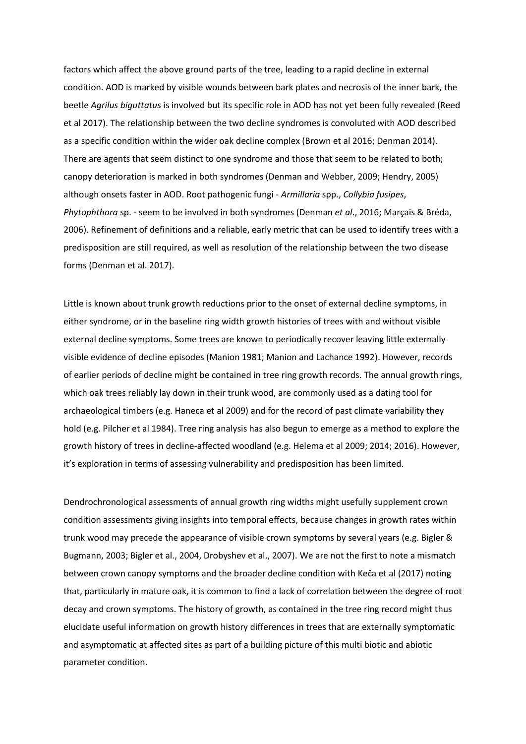factors which affect the above ground parts of the tree, leading to a rapid decline in external condition. AOD is marked by visible wounds between bark plates and necrosis of the inner bark, the beetle *Agrilus biguttatus* is involved but its specific role in AOD has not yet been fully revealed (Reed et al 2017). The relationship between the two decline syndromes is convoluted with AOD described as a specific condition within the wider oak decline complex (Brown et al 2016; Denman 2014). There are agents that seem distinct to one syndrome and those that seem to be related to both; canopy deterioration is marked in both syndromes (Denman and Webber, 2009; Hendry, 2005) although onsets faster in AOD. Root pathogenic fungi - *Armillaria* spp., *Collybia fusipes*, *Phytophthora* sp. - seem to be involved in both syndromes (Denman *et al*., 2016; Marçais & Bréda, 2006). Refinement of definitions and a reliable, early metric that can be used to identify trees with a predisposition are still required, as well as resolution of the relationship between the two disease forms (Denman et al. 2017).

Little is known about trunk growth reductions prior to the onset of external decline symptoms, in either syndrome, or in the baseline ring width growth histories of trees with and without visible external decline symptoms. Some trees are known to periodically recover leaving little externally visible evidence of decline episodes (Manion 1981; Manion and Lachance 1992). However, records of earlier periods of decline might be contained in tree ring growth records. The annual growth rings, which oak trees reliably lay down in their trunk wood, are commonly used as a dating tool for archaeological timbers (e.g. Haneca et al 2009) and for the record of past climate variability they hold (e.g. Pilcher et al 1984). Tree ring analysis has also begun to emerge as a method to explore the growth history of trees in decline-affected woodland (e.g. Helema et al 2009; 2014; 2016). However, it's exploration in terms of assessing vulnerability and predisposition has been limited.

Dendrochronological assessments of annual growth ring widths might usefully supplement crown condition assessments giving insights into temporal effects, because changes in growth rates within trunk wood may precede the appearance of visible crown symptoms by several years (e.g. Bigler & Bugmann, 2003; Bigler et al., 2004, Drobyshev et al., 2007). We are not the first to note a mismatch between crown canopy symptoms and the broader decline condition with Keča et al (2017) noting that, particularly in mature oak, it is common to find a lack of correlation between the degree of root decay and crown symptoms. The history of growth, as contained in the tree ring record might thus elucidate useful information on growth history differences in trees that are externally symptomatic and asymptomatic at affected sites as part of a building picture of this multi biotic and abiotic parameter condition.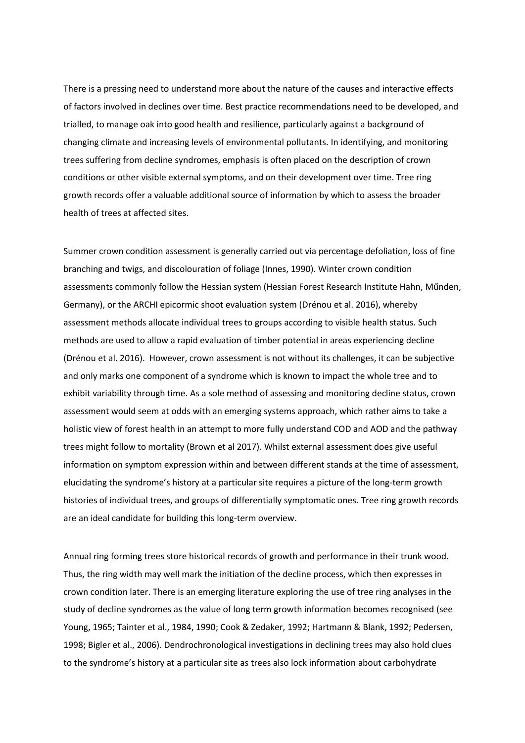There is a pressing need to understand more about the nature of the causes and interactive effects of factors involved in declines over time. Best practice recommendations need to be developed, and trialled, to manage oak into good health and resilience, particularly against a background of changing climate and increasing levels of environmental pollutants. In identifying, and monitoring trees suffering from decline syndromes, emphasis is often placed on the description of crown conditions or other visible external symptoms, and on their development over time. Tree ring growth records offer a valuable additional source of information by which to assess the broader health of trees at affected sites.

Summer crown condition assessment is generally carried out via percentage defoliation, loss of fine branching and twigs, and discolouration of foliage (Innes, 1990). Winter crown condition assessments commonly follow the Hessian system (Hessian Forest Research Institute Hahn, Műnden, Germany), or the ARCHI epicormic shoot evaluation system (Drénou et al. 2016), whereby assessment methods allocate individual trees to groups according to visible health status. Such methods are used to allow a rapid evaluation of timber potential in areas experiencing decline (Drénou et al. 2016). However, crown assessment is not without its challenges, it can be subjective and only marks one component of a syndrome which is known to impact the whole tree and to exhibit variability through time. As a sole method of assessing and monitoring decline status, crown assessment would seem at odds with an emerging systems approach, which rather aims to take a holistic view of forest health in an attempt to more fully understand COD and AOD and the pathway trees might follow to mortality (Brown et al 2017). Whilst external assessment does give useful information on symptom expression within and between different stands at the time of assessment, elucidating the syndrome's history at a particular site requires a picture of the long-term growth histories of individual trees, and groups of differentially symptomatic ones. Tree ring growth records are an ideal candidate for building this long-term overview.

Annual ring forming trees store historical records of growth and performance in their trunk wood. Thus, the ring width may well mark the initiation of the decline process, which then expresses in crown condition later. There is an emerging literature exploring the use of tree ring analyses in the study of decline syndromes as the value of long term growth information becomes recognised (see Young, 1965; Tainter et al., 1984, 1990; Cook & Zedaker, 1992; Hartmann & Blank, 1992; Pedersen, 1998; Bigler et al., 2006). Dendrochronological investigations in declining trees may also hold clues to the syndrome's history at a particular site as trees also lock information about carbohydrate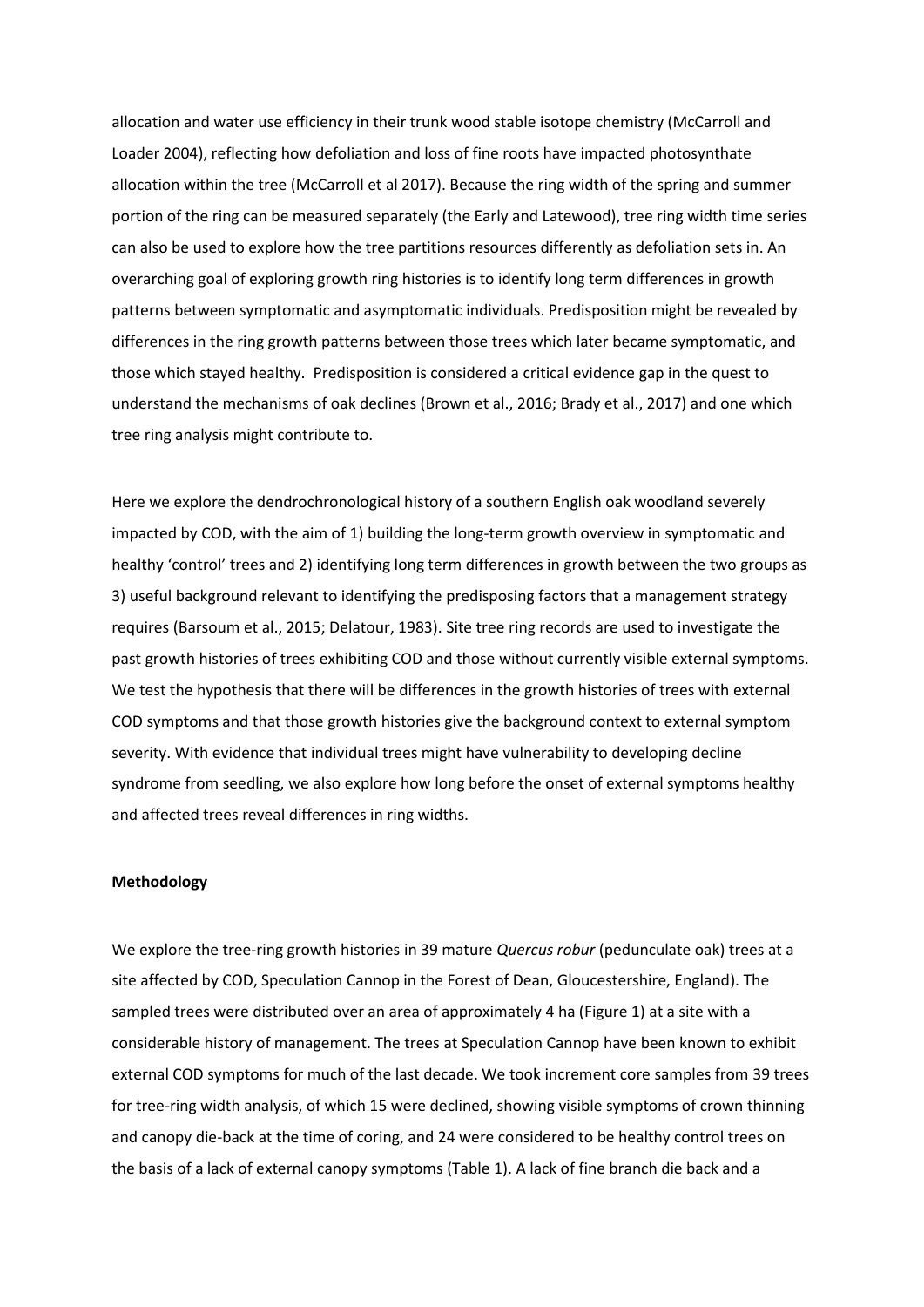allocation and water use efficiency in their trunk wood stable isotope chemistry (McCarroll and Loader 2004), reflecting how defoliation and loss of fine roots have impacted photosynthate allocation within the tree (McCarroll et al 2017). Because the ring width of the spring and summer portion of the ring can be measured separately (the Early and Latewood), tree ring width time series can also be used to explore how the tree partitions resources differently as defoliation sets in. An overarching goal of exploring growth ring histories is to identify long term differences in growth patterns between symptomatic and asymptomatic individuals. Predisposition might be revealed by differences in the ring growth patterns between those trees which later became symptomatic, and those which stayed healthy. Predisposition is considered a critical evidence gap in the quest to understand the mechanisms of oak declines (Brown et al., 2016; Brady et al., 2017) and one which tree ring analysis might contribute to.

Here we explore the dendrochronological history of a southern English oak woodland severely impacted by COD, with the aim of 1) building the long-term growth overview in symptomatic and healthy 'control' trees and 2) identifying long term differences in growth between the two groups as 3) useful background relevant to identifying the predisposing factors that a management strategy requires (Barsoum et al., 2015; Delatour, 1983). Site tree ring records are used to investigate the past growth histories of trees exhibiting COD and those without currently visible external symptoms. We test the hypothesis that there will be differences in the growth histories of trees with external COD symptoms and that those growth histories give the background context to external symptom severity. With evidence that individual trees might have vulnerability to developing decline syndrome from seedling, we also explore how long before the onset of external symptoms healthy and affected trees reveal differences in ring widths.

**Methodology**

We explore the tree-ring growth histories in 39 mature *Quercus robur* (pedunculate oak) trees at a site affected by COD, Speculation Cannop in the Forest of Dean, Gloucestershire, England). The sampled trees were distributed over an area of approximately 4 ha (Figure 1) at a site with a considerable history of management. The trees at Speculation Cannop have been known to exhibit external COD symptoms for much of the last decade. We took increment core samples from 39 trees for tree-ring width analysis, of which 15 were declined, showing visible symptoms of crown thinning and canopy die-back at the time of coring, and 24 were considered to be healthy control trees on the basis of a lack of external canopy symptoms (Table 1). A lack of fine branch die back and a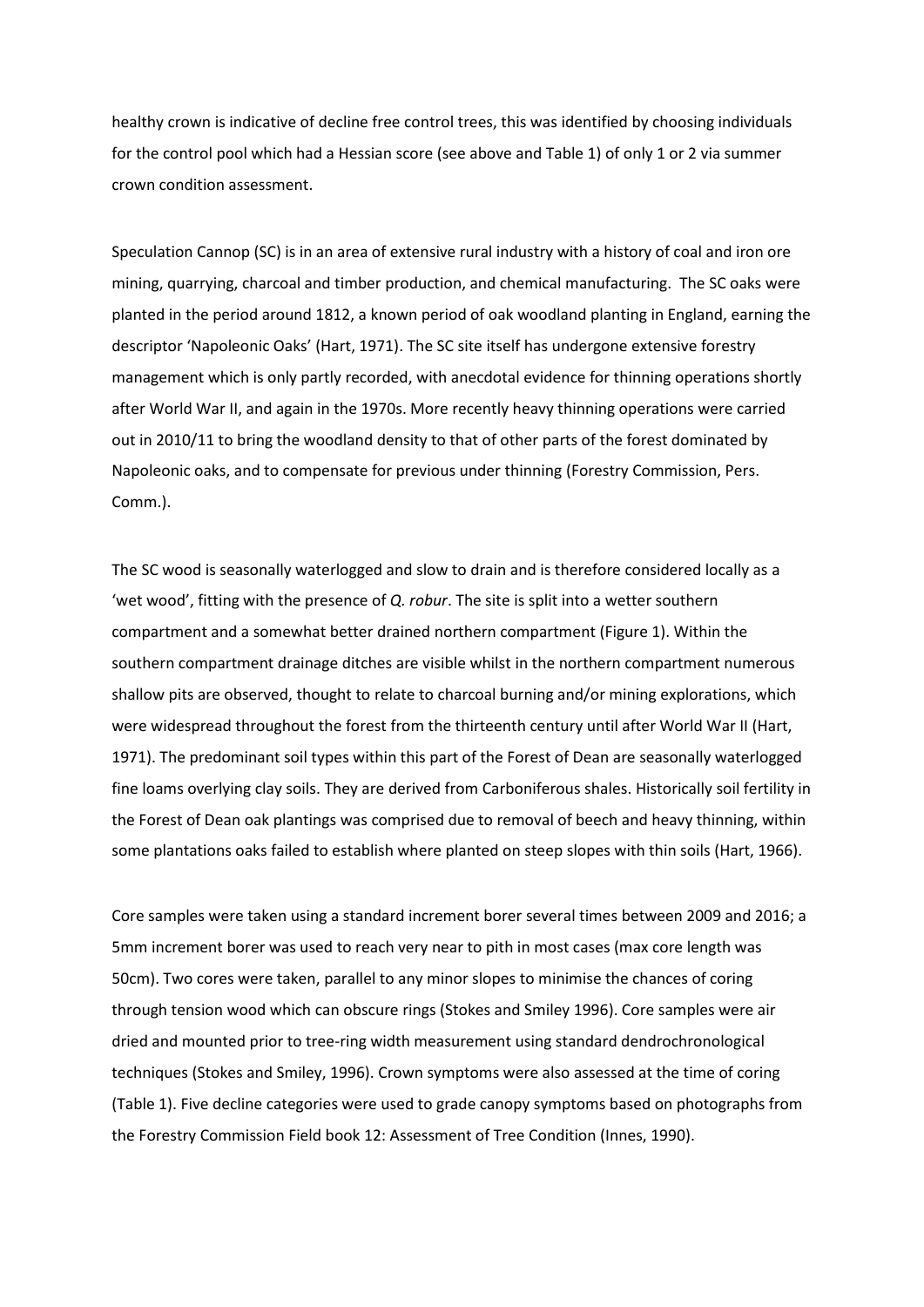healthy crown is indicative of decline free control trees, this was identified by choosing individuals for the control pool which had a Hessian score (see above and Table 1) of only 1 or 2 via summer crown condition assessment.

Speculation Cannop (SC) is in an area of extensive rural industry with a history of coal and iron ore mining, quarrying, charcoal and timber production, and chemical manufacturing. The SC oaks were planted in the period around 1812, a known period of oak woodland planting in England, earning the descriptor 'Napoleonic Oaks' (Hart, 1971). The SC site itself has undergone extensive forestry management which is only partly recorded, with anecdotal evidence for thinning operations shortly after World War II, and again in the 1970s. More recently heavy thinning operations were carried out in 2010/11 to bring the woodland density to that of other parts of the forest dominated by Napoleonic oaks, and to compensate for previous under thinning (Forestry Commission, Pers. Comm.).

The SC wood is seasonally waterlogged and slow to drain and is therefore considered locally as a 'wet wood', fitting with the presence of *Q. robur*. The site is split into a wetter southern compartment and a somewhat better drained northern compartment (Figure 1). Within the southern compartment drainage ditches are visible whilst in the northern compartment numerous shallow pits are observed, thought to relate to charcoal burning and/or mining explorations, which were widespread throughout the forest from the thirteenth century until after World War II (Hart, 1971). The predominant soil types within this part of the Forest of Dean are seasonally waterlogged fine loams overlying clay soils. They are derived from Carboniferous shales. Historically soil fertility in the Forest of Dean oak plantings was comprised due to removal of beech and heavy thinning, within some plantations oaks failed to establish where planted on steep slopes with thin soils (Hart, 1966).

Core samples were taken using a standard increment borer several times between 2009 and 2016; a 5mm increment borer was used to reach very near to pith in most cases (max core length was 50cm). Two cores were taken, parallel to any minor slopes to minimise the chances of coring through tension wood which can obscure rings (Stokes and Smiley 1996). Core samples were air dried and mounted prior to tree-ring width measurement using standard dendrochronological techniques (Stokes and Smiley, 1996). Crown symptoms were also assessed at the time of coring (Table 1). Five decline categories were used to grade canopy symptoms based on photographs from the Forestry Commission Field book 12: Assessment of Tree Condition (Innes, 1990).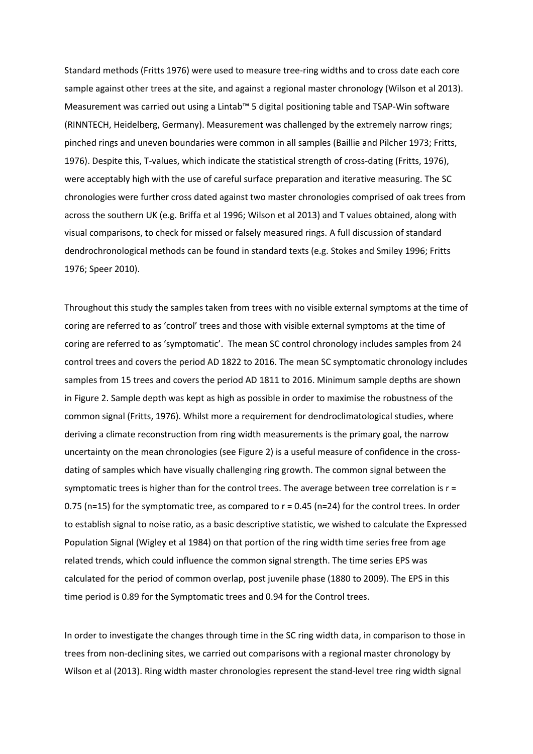Standard methods (Fritts 1976) were used to measure tree-ring widths and to cross date each core sample against other trees at the site, and against a regional master chronology (Wilson et al 2013). Measurement was carried out using a Lintab™ 5 digital positioning table and TSAP-Win software (RINNTECH, Heidelberg, Germany). Measurement was challenged by the extremely narrow rings; pinched rings and uneven boundaries were common in all samples (Baillie and Pilcher 1973; Fritts, 1976). Despite this, T-values, which indicate the statistical strength of cross-dating (Fritts, 1976), were acceptably high with the use of careful surface preparation and iterative measuring. The SC chronologies were further cross dated against two master chronologies comprised of oak trees from across the southern UK (e.g. Briffa et al 1996; Wilson et al 2013) and T values obtained, along with visual comparisons, to check for missed or falsely measured rings. A full discussion of standard dendrochronological methods can be found in standard texts (e.g. Stokes and Smiley 1996; Fritts 1976; Speer 2010).

Throughout this study the samples taken from trees with no visible external symptoms at the time of coring are referred to as 'control' trees and those with visible external symptoms at the time of coring are referred to as 'symptomatic'. The mean SC control chronology includes samples from 24 control trees and covers the period AD 1822 to 2016. The mean SC symptomatic chronology includes samples from 15 trees and covers the period AD 1811 to 2016. Minimum sample depths are shown in Figure 2. Sample depth was kept as high as possible in order to maximise the robustness of the common signal (Fritts, 1976). Whilst more a requirement for dendroclimatological studies, where deriving a climate reconstruction from ring width measurements is the primary goal, the narrow uncertainty on the mean chronologies (see Figure 2) is a useful measure of confidence in the cross-dating of samples which have visually challenging ring growth. The common signal between the symptomatic trees is higher than for the control trees. The average between tree correlation is $r = 0.75$ ($n=15$) for the symptomatic tree, as compared to $r = 0.45$ ($n=24$) for the control trees. In order to establish signal to noise ratio, as a basic descriptive statistic, we wished to calculate the Expressed Population Signal (Wigley et al 1984) on that portion of the ring width time series free from age related trends, which could influence the common signal strength. The time series EPS was calculated for the period of common overlap, post juvenile phase (1880 to 2009). The EPS in this time period is 0.89 for the Symptomatic trees and 0.94 for the Control trees.

In order to investigate the changes through time in the SC ring width data, in comparison to those in trees from non-declining sites, we carried out comparisons with a regional master chronology by Wilson et al (2013). Ring width master chronologies represent the stand-level tree ring width signal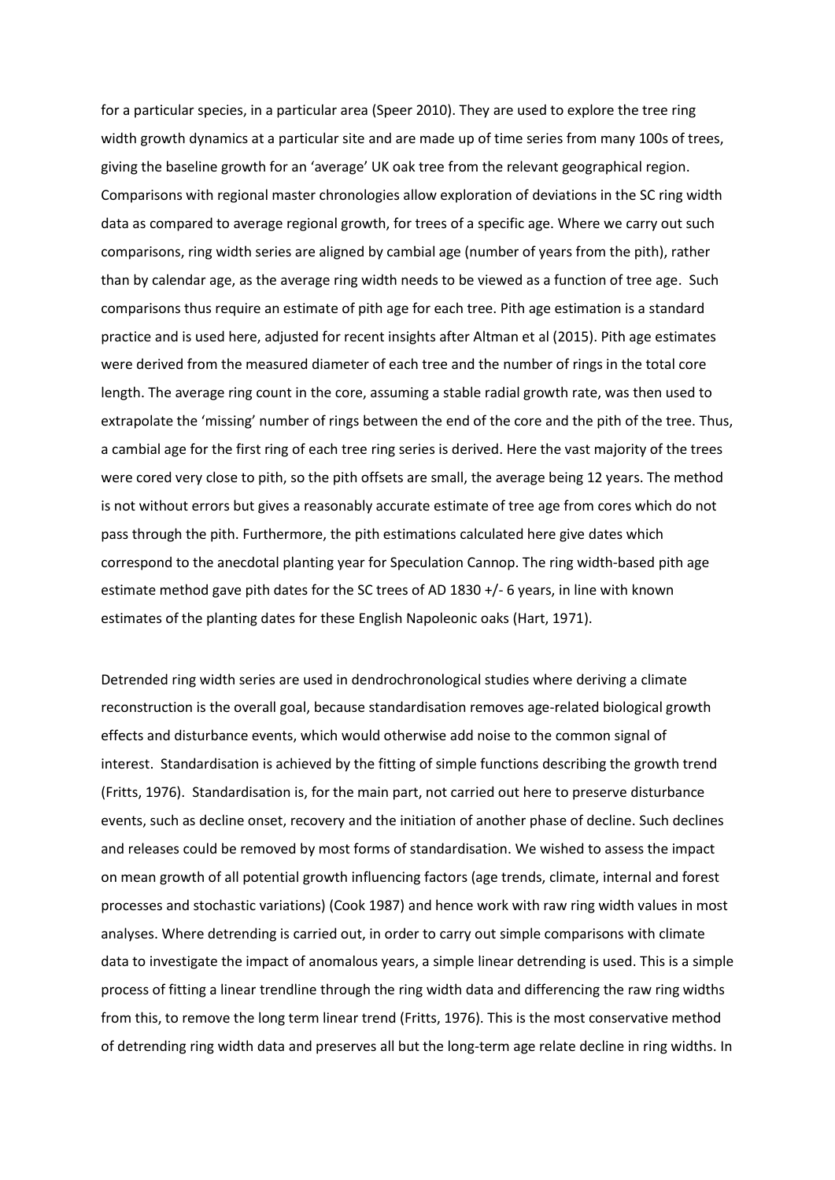for a particular species, in a particular area (Speer 2010). They are used to explore the tree ring width growth dynamics at a particular site and are made up of time series from many 100s of trees, giving the baseline growth for an 'average' UK oak tree from the relevant geographical region. Comparisons with regional master chronologies allow exploration of deviations in the SC ring width data as compared to average regional growth, for trees of a specific age. Where we carry out such comparisons, ring width series are aligned by cambial age (number of years from the pith), rather than by calendar age, as the average ring width needs to be viewed as a function of tree age. Such comparisons thus require an estimate of pith age for each tree. Pith age estimation is a standard practice and is used here, adjusted for recent insights after Altman et al (2015). Pith age estimates were derived from the measured diameter of each tree and the number of rings in the total core length. The average ring count in the core, assuming a stable radial growth rate, was then used to extrapolate the 'missing' number of rings between the end of the core and the pith of the tree. Thus, a cambial age for the first ring of each tree ring series is derived. Here the vast majority of the trees were cored very close to pith, so the pith offsets are small, the average being 12 years. The method is not without errors but gives a reasonably accurate estimate of tree age from cores which do not pass through the pith. Furthermore, the pith estimations calculated here give dates which correspond to the anecdotal planting year for Speculation Cannop. The ring width-based pith age estimate method gave pith dates for the SC trees of AD 1830 +/- 6 years, in line with known estimates of the planting dates for these English Napoleonic oaks (Hart, 1971).

Detrended ring width series are used in dendrochronological studies where deriving a climate reconstruction is the overall goal, because standardisation removes age-related biological growth effects and disturbance events, which would otherwise add noise to the common signal of interest. Standardisation is achieved by the fitting of simple functions describing the growth trend (Fritts, 1976). Standardisation is, for the main part, not carried out here to preserve disturbance events, such as decline onset, recovery and the initiation of another phase of decline. Such declines and releases could be removed by most forms of standardisation. We wished to assess the impact on mean growth of all potential growth influencing factors (age trends, climate, internal and forest processes and stochastic variations) (Cook 1987) and hence work with raw ring width values in most analyses. Where detrending is carried out, in order to carry out simple comparisons with climate data to investigate the impact of anomalous years, a simple linear detrending is used. This is a simple process of fitting a linear trendline through the ring width data and differencing the raw ring widths from this, to remove the long term linear trend (Fritts, 1976). This is the most conservative method of detrending ring width data and preserves all but the long-term age relate decline in ring widths. In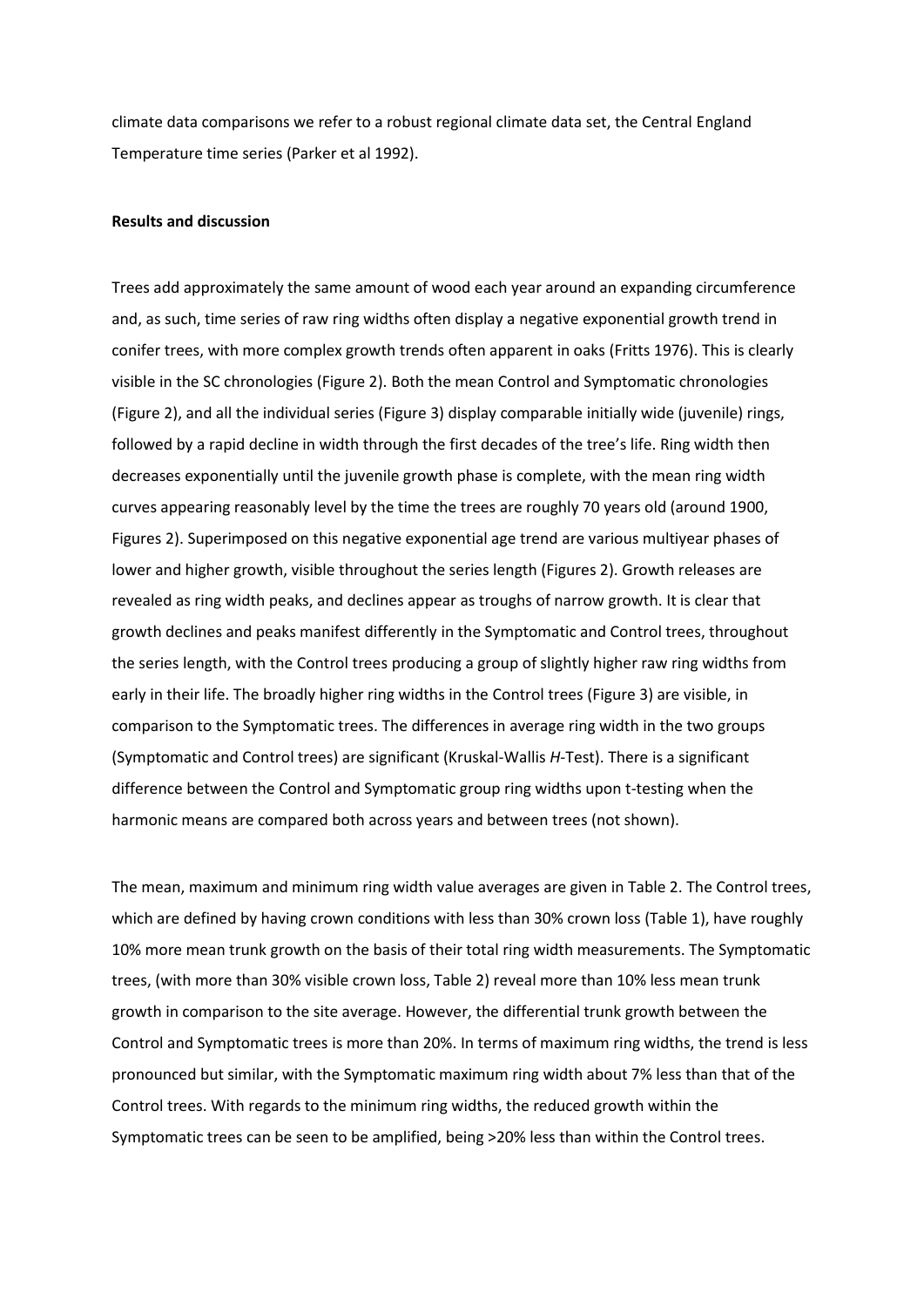climate data comparisons we refer to a robust regional climate data set, the Central England Temperature time series (Parker et al 1992).

**Results and discussion**

Trees add approximately the same amount of wood each year around an expanding circumference and, as such, time series of raw ring widths often display a negative exponential growth trend in conifer trees, with more complex growth trends often apparent in oaks (Fritts 1976). This is clearly visible in the SC chronologies (Figure 2). Both the mean Control and Symptomatic chronologies (Figure 2), and all the individual series (Figure 3) display comparable initially wide (juvenile) rings, followed by a rapid decline in width through the first decades of the tree's life. Ring width then decreases exponentially until the juvenile growth phase is complete, with the mean ring width curves appearing reasonably level by the time the trees are roughly 70 years old (around 1900, Figures 2). Superimposed on this negative exponential age trend are various multiyear phases of lower and higher growth, visible throughout the series length (Figures 2). Growth releases are revealed as ring width peaks, and declines appear as troughs of narrow growth. It is clear that growth declines and peaks manifest differently in the Symptomatic and Control trees, throughout the series length, with the Control trees producing a group of slightly higher raw ring widths from early in their life. The broadly higher ring widths in the Control trees (Figure 3) are visible, in comparison to the Symptomatic trees. The differences in average ring width in the two groups (Symptomatic and Control trees) are significant (Kruskal-Wallis *H*-Test). There is a significant difference between the Control and Symptomatic group ring widths upon t-testing when the harmonic means are compared both across years and between trees (not shown).

The mean, maximum and minimum ring width value averages are given in Table 2. The Control trees, which are defined by having crown conditions with less than 30% crown loss (Table 1), have roughly 10% more mean trunk growth on the basis of their total ring width measurements. The Symptomatic trees, (with more than 30% visible crown loss, Table 2) reveal more than 10% less mean trunk growth in comparison to the site average. However, the differential trunk growth between the Control and Symptomatic trees is more than 20%. In terms of maximum ring widths, the trend is less pronounced but similar, with the Symptomatic maximum ring width about 7% less than that of the Control trees. With regards to the minimum ring widths, the reduced growth within the Symptomatic trees can be seen to be amplified, being >20% less than within the Control trees.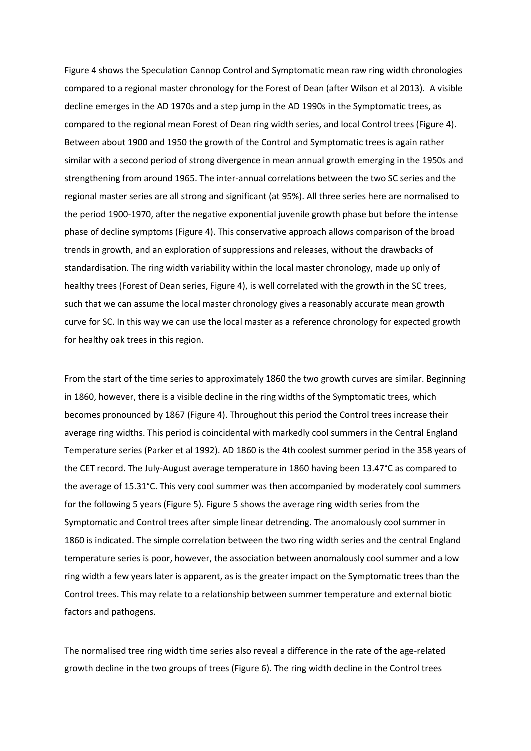Figure 4 shows the Speculation Cannop Control and Symptomatic mean raw ring width chronologies compared to a regional master chronology for the Forest of Dean (after Wilson et al 2013). A visible decline emerges in the AD 1970s and a step jump in the AD 1990s in the Symptomatic trees, as compared to the regional mean Forest of Dean ring width series, and local Control trees (Figure 4). Between about 1900 and 1950 the growth of the Control and Symptomatic trees is again rather similar with a second period of strong divergence in mean annual growth emerging in the 1950s and strengthening from around 1965. The inter-annual correlations between the two SC series and the regional master series are all strong and significant (at 95%). All three series here are normalised to the period 1900-1970, after the negative exponential juvenile growth phase but before the intense phase of decline symptoms (Figure 4). This conservative approach allows comparison of the broad trends in growth, and an exploration of suppressions and releases, without the drawbacks of standardisation. The ring width variability within the local master chronology, made up only of healthy trees (Forest of Dean series, Figure 4), is well correlated with the growth in the SC trees, such that we can assume the local master chronology gives a reasonably accurate mean growth curve for SC. In this way we can use the local master as a reference chronology for expected growth for healthy oak trees in this region.

From the start of the time series to approximately 1860 the two growth curves are similar. Beginning in 1860, however, there is a visible decline in the ring widths of the Symptomatic trees, which becomes pronounced by 1867 (Figure 4). Throughout this period the Control trees increase their average ring widths. This period is coincidental with markedly cool summers in the Central England Temperature series (Parker et al 1992). AD 1860 is the 4th coolest summer period in the 358 years of the CET record. The July-August average temperature in 1860 having been 13.47°C as compared to the average of 15.31°C. This very cool summer was then accompanied by moderately cool summers for the following 5 years (Figure 5). Figure 5 shows the average ring width series from the Symptomatic and Control trees after simple linear detrending. The anomalously cool summer in 1860 is indicated. The simple correlation between the two ring width series and the central England temperature series is poor, however, the association between anomalously cool summer and a low ring width a few years later is apparent, as is the greater impact on the Symptomatic trees than the Control trees. This may relate to a relationship between summer temperature and external biotic factors and pathogens.

The normalised tree ring width time series also reveal a difference in the rate of the age-related growth decline in the two groups of trees (Figure 6). The ring width decline in the Control trees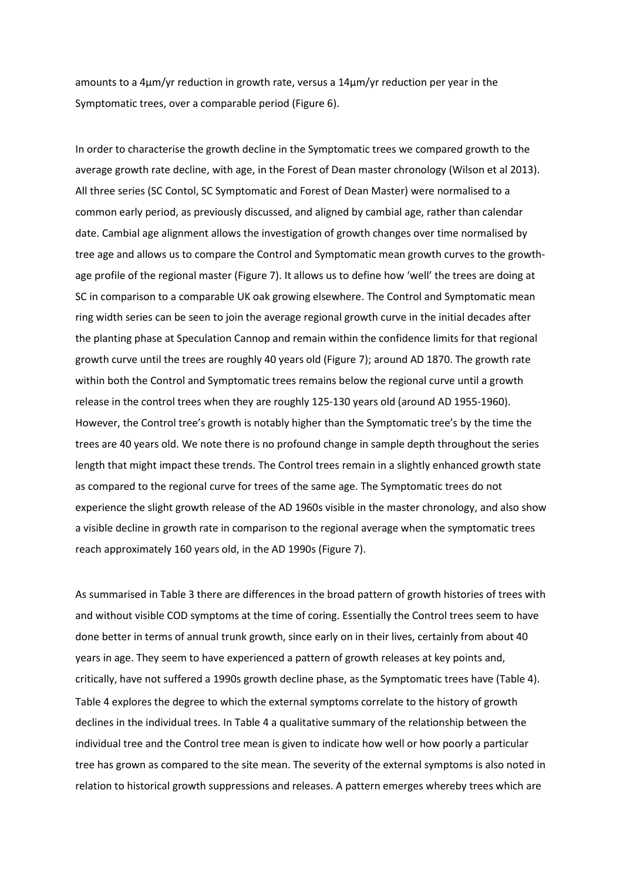amounts to a 4μm/yr reduction in growth rate, versus a 14μm/yr reduction per year in the Symptomatic trees, over a comparable period (Figure 6).

In order to characterise the growth decline in the Symptomatic trees we compared growth to the average growth rate decline, with age, in the Forest of Dean master chronology (Wilson et al 2013). All three series (SC Contol, SC Symptomatic and Forest of Dean Master) were normalised to a common early period, as previously discussed, and aligned by cambial age, rather than calendar date. Cambial age alignment allows the investigation of growth changes over time normalised by tree age and allows us to compare the Control and Symptomatic mean growth curves to the growth-age profile of the regional master (Figure 7). It allows us to define how 'well' the trees are doing at SC in comparison to a comparable UK oak growing elsewhere. The Control and Symptomatic mean ring width series can be seen to join the average regional growth curve in the initial decades after the planting phase at Speculation Cannop and remain within the confidence limits for that regional growth curve until the trees are roughly 40 years old (Figure 7); around AD 1870. The growth rate within both the Control and Symptomatic trees remains below the regional curve until a growth release in the control trees when they are roughly 125-130 years old (around AD 1955-1960). However, the Control tree's growth is notably higher than the Symptomatic tree's by the time the trees are 40 years old. We note there is no profound change in sample depth throughout the series length that might impact these trends. The Control trees remain in a slightly enhanced growth state as compared to the regional curve for trees of the same age. The Symptomatic trees do not experience the slight growth release of the AD 1960s visible in the master chronology, and also show a visible decline in growth rate in comparison to the regional average when the symptomatic trees reach approximately 160 years old, in the AD 1990s (Figure 7).

As summarised in Table 3 there are differences in the broad pattern of growth histories of trees with and without visible COD symptoms at the time of coring. Essentially the Control trees seem to have done better in terms of annual trunk growth, since early on in their lives, certainly from about 40 years in age. They seem to have experienced a pattern of growth releases at key points and, critically, have not suffered a 1990s growth decline phase, as the Symptomatic trees have (Table 4). Table 4 explores the degree to which the external symptoms correlate to the history of growth declines in the individual trees. In Table 4 a qualitative summary of the relationship between the individual tree and the Control tree mean is given to indicate how well or how poorly a particular tree has grown as compared to the site mean. The severity of the external symptoms is also noted in relation to historical growth suppressions and releases. A pattern emerges whereby trees which are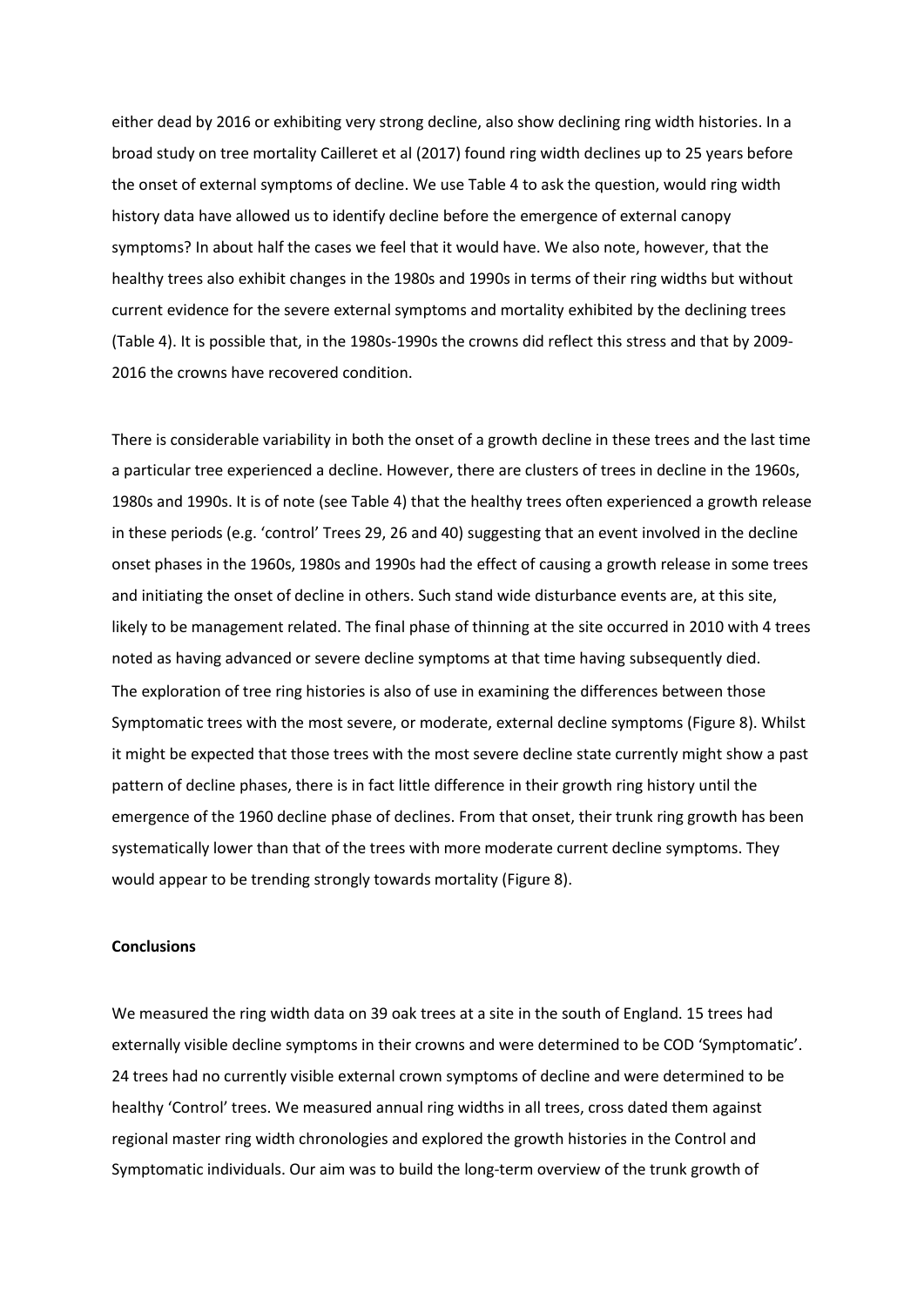either dead by 2016 or exhibiting very strong decline, also show declining ring width histories. In a broad study on tree mortality Cailleret et al (2017) found ring width declines up to 25 years before the onset of external symptoms of decline. We use Table 4 to ask the question, would ring width history data have allowed us to identify decline before the emergence of external canopy symptoms? In about half the cases we feel that it would have. We also note, however, that the healthy trees also exhibit changes in the 1980s and 1990s in terms of their ring widths but without current evidence for the severe external symptoms and mortality exhibited by the declining trees (Table 4). It is possible that, in the 1980s-1990s the crowns did reflect this stress and that by 2009-2016 the crowns have recovered condition.

There is considerable variability in both the onset of a growth decline in these trees and the last time a particular tree experienced a decline. However, there are clusters of trees in decline in the 1960s, 1980s and 1990s. It is of note (see Table 4) that the healthy trees often experienced a growth release in these periods (e.g. 'control' Trees 29, 26 and 40) suggesting that an event involved in the decline onset phases in the 1960s, 1980s and 1990s had the effect of causing a growth release in some trees and initiating the onset of decline in others. Such stand wide disturbance events are, at this site, likely to be management related. The final phase of thinning at the site occurred in 2010 with 4 trees noted as having advanced or severe decline symptoms at that time having subsequently died.
The exploration of tree ring histories is also of use in examining the differences between those Symptomatic trees with the most severe, or moderate, external decline symptoms (Figure 8). Whilst it might be expected that those trees with the most severe decline state currently might show a past pattern of decline phases, there is in fact little difference in their growth ring history until the emergence of the 1960 decline phase of declines. From that onset, their trunk ring growth has been systematically lower than that of the trees with more moderate current decline symptoms. They would appear to be trending strongly towards mortality (Figure 8).

**Conclusions**

We measured the ring width data on 39 oak trees at a site in the south of England. 15 trees had externally visible decline symptoms in their crowns and were determined to be COD 'Symptomatic'. 24 trees had no currently visible external crown symptoms of decline and were determined to be healthy 'Control' trees. We measured annual ring widths in all trees, cross dated them against regional master ring width chronologies and explored the growth histories in the Control and Symptomatic individuals. Our aim was to build the long-term overview of the trunk growth of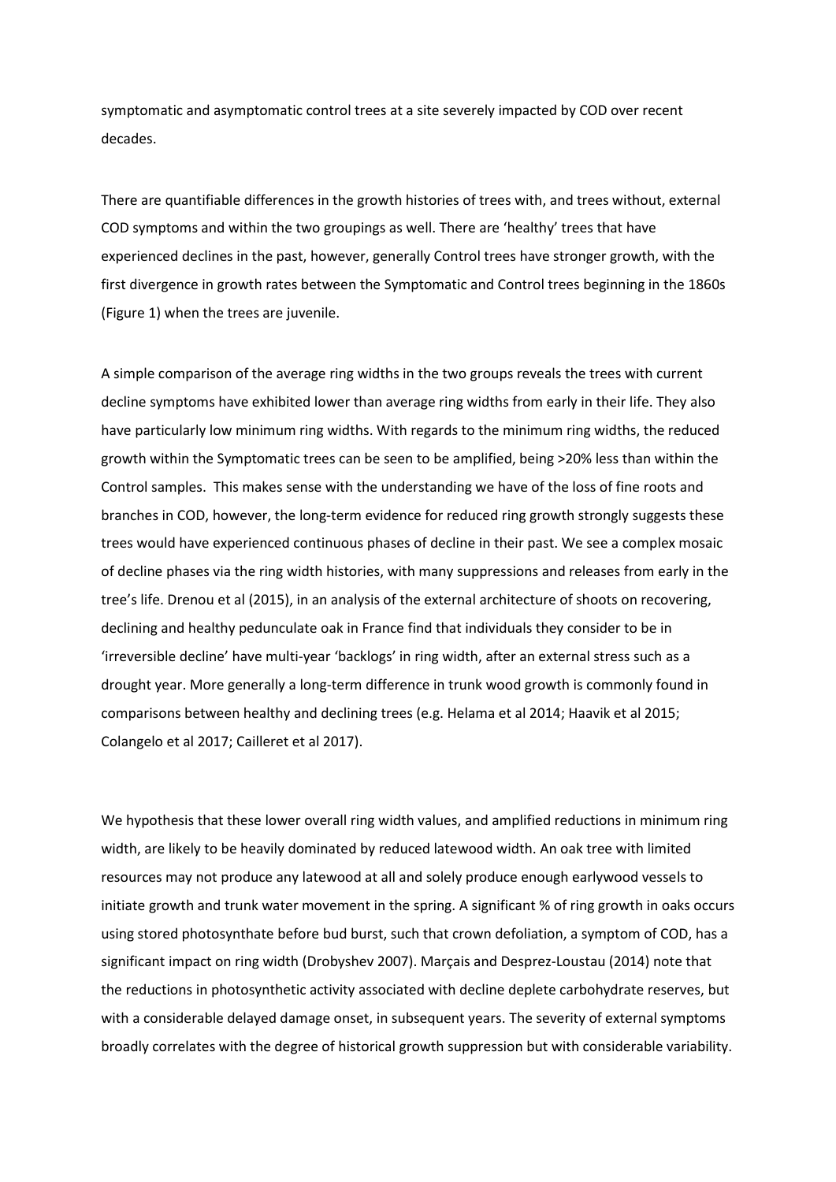symptomatic and asymptomatic control trees at a site severely impacted by COD over recent decades.

There are quantifiable differences in the growth histories of trees with, and trees without, external COD symptoms and within the two groupings as well. There are 'healthy' trees that have experienced declines in the past, however, generally Control trees have stronger growth, with the first divergence in growth rates between the Symptomatic and Control trees beginning in the 1860s (Figure 1) when the trees are juvenile.

A simple comparison of the average ring widths in the two groups reveals the trees with current decline symptoms have exhibited lower than average ring widths from early in their life. They also have particularly low minimum ring widths. With regards to the minimum ring widths, the reduced growth within the Symptomatic trees can be seen to be amplified, being >20% less than within the Control samples. This makes sense with the understanding we have of the loss of fine roots and branches in COD, however, the long-term evidence for reduced ring growth strongly suggests these trees would have experienced continuous phases of decline in their past. We see a complex mosaic of decline phases via the ring width histories, with many suppressions and releases from early in the tree's life. Drenou et al (2015), in an analysis of the external architecture of shoots on recovering, declining and healthy pedunculate oak in France find that individuals they consider to be in 'irreversible decline' have multi-year 'backlogs' in ring width, after an external stress such as a drought year. More generally a long-term difference in trunk wood growth is commonly found in comparisons between healthy and declining trees (e.g. Helama et al 2014; Haavik et al 2015; Colangelo et al 2017; Cailleret et al 2017).

We hypothesis that these lower overall ring width values, and amplified reductions in minimum ring width, are likely to be heavily dominated by reduced latewood width. An oak tree with limited resources may not produce any latewood at all and solely produce enough earlywood vessels to initiate growth and trunk water movement in the spring. A significant % of ring growth in oaks occurs using stored photosynthate before bud burst, such that crown defoliation, a symptom of COD, has a significant impact on ring width (Drobyshev 2007). Marçais and Desprez-Loustau (2014) note that the reductions in photosynthetic activity associated with decline deplete carbohydrate reserves, but with a considerable delayed damage onset, in subsequent years. The severity of external symptoms broadly correlates with the degree of historical growth suppression but with considerable variability.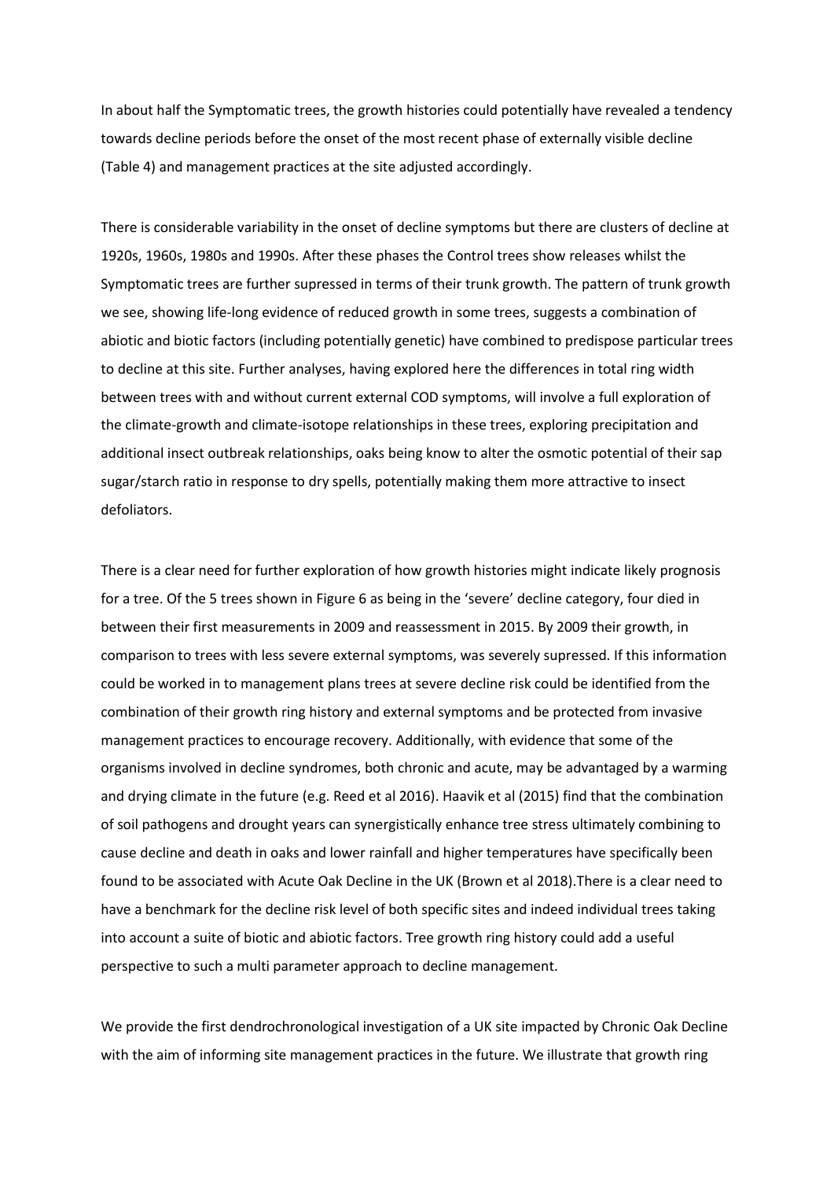In about half the Symptomatic trees, the growth histories could potentially have revealed a tendency towards decline periods before the onset of the most recent phase of externally visible decline (Table 4) and management practices at the site adjusted accordingly.

There is considerable variability in the onset of decline symptoms but there are clusters of decline at 1920s, 1960s, 1980s and 1990s. After these phases the Control trees show releases whilst the Symptomatic trees are further supressed in terms of their trunk growth. The pattern of trunk growth we see, showing life-long evidence of reduced growth in some trees, suggests a combination of abiotic and biotic factors (including potentially genetic) have combined to predispose particular trees to decline at this site. Further analyses, having explored here the differences in total ring width between trees with and without current external COD symptoms, will involve a full exploration of the climate-growth and climate-isotope relationships in these trees, exploring precipitation and additional insect outbreak relationships, oaks being know to alter the osmotic potential of their sap sugar/starch ratio in response to dry spells, potentially making them more attractive to insect defoliators.

There is a clear need for further exploration of how growth histories might indicate likely prognosis for a tree. Of the 5 trees shown in Figure 6 as being in the 'severe' decline category, four died in between their first measurements in 2009 and reassessment in 2015. By 2009 their growth, in comparison to trees with less severe external symptoms, was severely supressed. If this information could be worked in to management plans trees at severe decline risk could be identified from the combination of their growth ring history and external symptoms and be protected from invasive management practices to encourage recovery. Additionally, with evidence that some of the organisms involved in decline syndromes, both chronic and acute, may be advantaged by a warming and drying climate in the future (e.g. Reed et al 2016). Haavik et al (2015) find that the combination of soil pathogens and drought years can synergistically enhance tree stress ultimately combining to cause decline and death in oaks and lower rainfall and higher temperatures have specifically been found to be associated with Acute Oak Decline in the UK (Brown et al 2018).There is a clear need to have a benchmark for the decline risk level of both specific sites and indeed individual trees taking into account a suite of biotic and abiotic factors. Tree growth ring history could add a useful perspective to such a multi parameter approach to decline management.

We provide the first dendrochronological investigation of a UK site impacted by Chronic Oak Decline with the aim of informing site management practices in the future. We illustrate that growth ring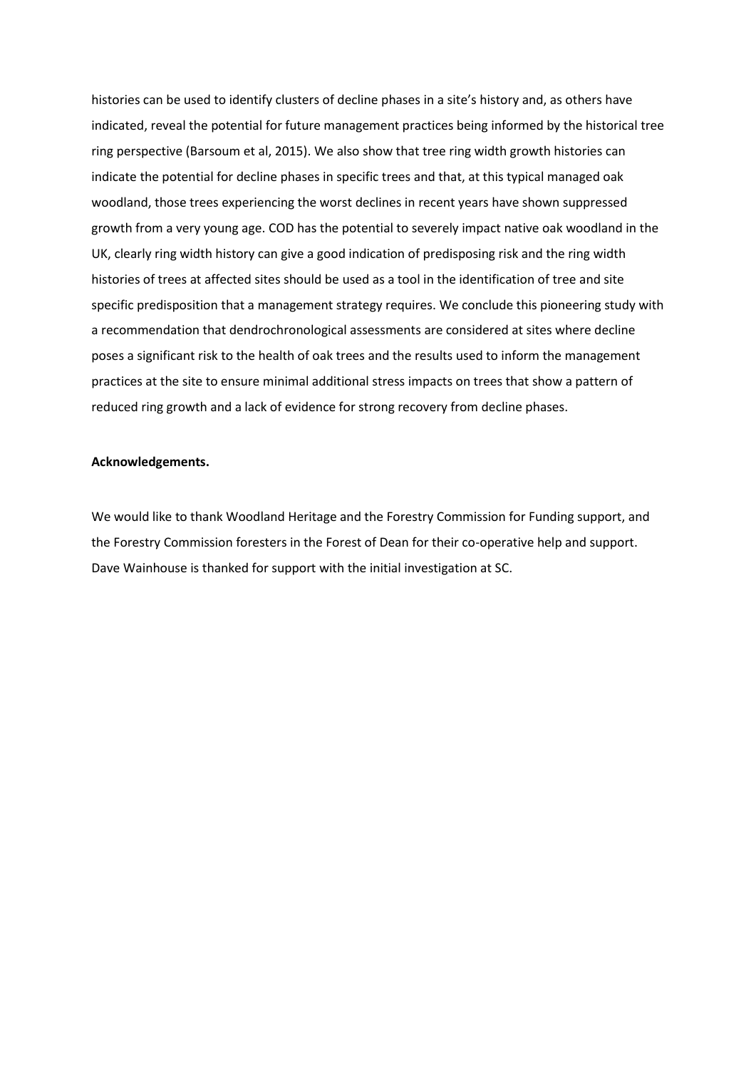histories can be used to identify clusters of decline phases in a site's history and, as others have indicated, reveal the potential for future management practices being informed by the historical tree ring perspective (Barsoum et al, 2015). We also show that tree ring width growth histories can indicate the potential for decline phases in specific trees and that, at this typical managed oak woodland, those trees experiencing the worst declines in recent years have shown suppressed growth from a very young age. COD has the potential to severely impact native oak woodland in the UK, clearly ring width history can give a good indication of predisposing risk and the ring width histories of trees at affected sites should be used as a tool in the identification of tree and site specific predisposition that a management strategy requires. We conclude this pioneering study with a recommendation that dendrochronological assessments are considered at sites where decline poses a significant risk to the health of oak trees and the results used to inform the management practices at the site to ensure minimal additional stress impacts on trees that show a pattern of reduced ring growth and a lack of evidence for strong recovery from decline phases.

**Acknowledgements.**

We would like to thank Woodland Heritage and the Forestry Commission for Funding support, and the Forestry Commission foresters in the Forest of Dean for their co-operative help and support. Dave Wainhouse is thanked for support with the initial investigation at SC.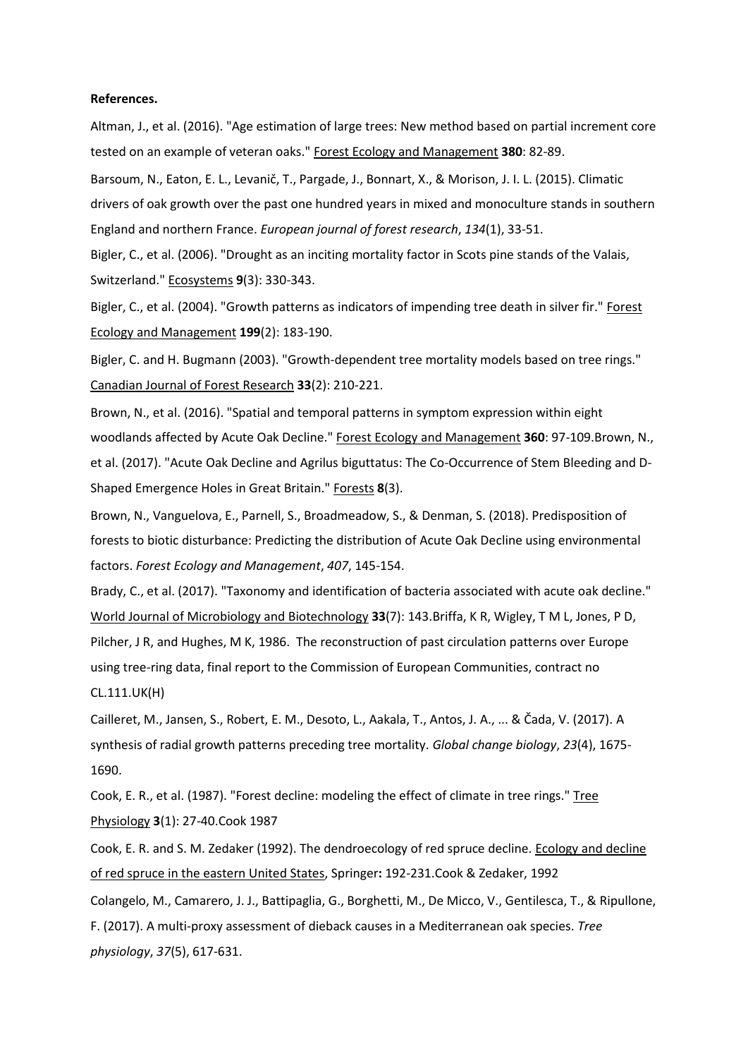**References.**

Altman, J., et al. (2016). "Age estimation of large trees: New method based on partial increment core tested on an example of veteran oaks." Forest Ecology and Management **380**: 82-89.

Barsoum, N., Eaton, E. L., Levanič, T., Pargade, J., Bonnart, X., & Morison, J. I. L. (2015). Climatic drivers of oak growth over the past one hundred years in mixed and monoculture stands in southern England and northern France. *European journal of forest research*, *134*(1), 33-51.

Bigler, C., et al. (2006). "Drought as an inciting mortality factor in Scots pine stands of the Valais, Switzerland." Ecosystems **9**(3): 330-343.

Bigler, C., et al. (2004). "Growth patterns as indicators of impending tree death in silver fir." Forest Ecology and Management **199**(2): 183-190.

Bigler, C. and H. Bugmann (2003). "Growth-dependent tree mortality models based on tree rings." Canadian Journal of Forest Research **33**(2): 210-221.

Brown, N., et al. (2016). "Spatial and temporal patterns in symptom expression within eight woodlands affected by Acute Oak Decline." Forest Ecology and Management **360**: 97-109.Brown, N., et al. (2017). "Acute Oak Decline and Agrilus biguttatus: The Co-Occurrence of Stem Bleeding and D-Shaped Emergence Holes in Great Britain." Forests **8**(3).

Brown, N., Vanguelova, E., Parnell, S., Broadmeadow, S., & Denman, S. (2018). Predisposition of forests to biotic disturbance: Predicting the distribution of Acute Oak Decline using environmental factors. *Forest Ecology and Management*, *407*, 145-154.

Brady, C., et al. (2017). "Taxonomy and identification of bacteria associated with acute oak decline." World Journal of Microbiology and Biotechnology **33**(7): 143.Briffa, K R, Wigley, T M L, Jones, P D, Pilcher, J R, and Hughes, M K, 1986. The reconstruction of past circulation patterns over Europe using tree-ring data, final report to the Commission of European Communities, contract no CL.111.UK(H)

Cailleret, M., Jansen, S., Robert, E. M., Desoto, L., Aakala, T., Antos, J. A., ... & Čada, V. (2017). A synthesis of radial growth patterns preceding tree mortality. *Global change biology*, *23*(4), 1675-1690.

Cook, E. R., et al. (1987). "Forest decline: modeling the effect of climate in tree rings." Tree Physiology **3**(1): 27-40.Cook 1987

Cook, E. R. and S. M. Zedaker (1992). The dendroecology of red spruce decline. Ecology and decline of red spruce in the eastern United States, Springer**:** 192-231.Cook & Zedaker, 1992

Colangelo, M., Camarero, J. J., Battipaglia, G., Borghetti, M., De Micco, V., Gentilesca, T., & Ripullone, F. (2017). A multi-proxy assessment of dieback causes in a Mediterranean oak species. *Tree physiology*, *37*(5), 617-631.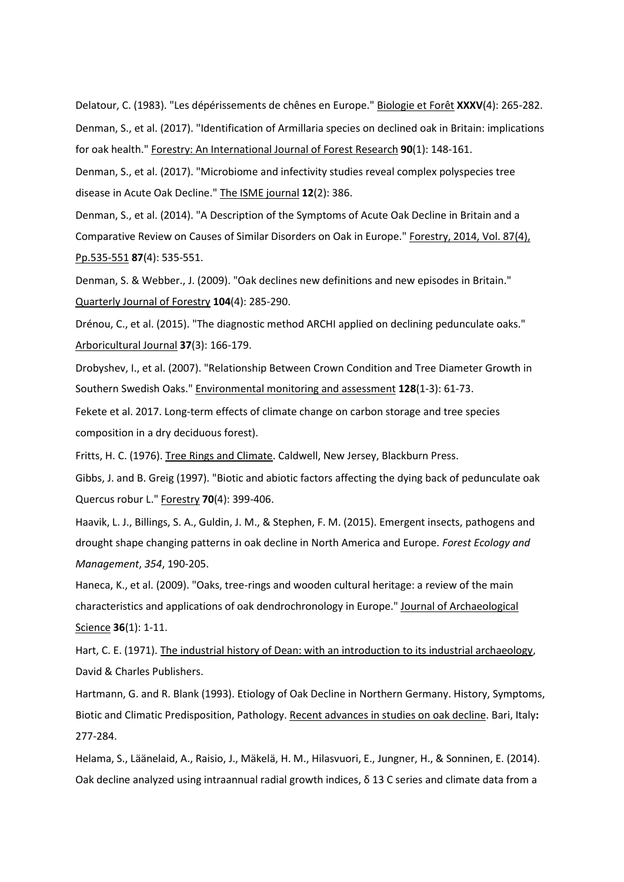Delatour, C. (1983). "Les dépérissements de chênes en Europe." Biologie et Forêt **XXXV**(4): 265-282.

Denman, S., et al. (2017). "Identification of Armillaria species on declined oak in Britain: implications for oak health." Forestry: An International Journal of Forest Research **90**(1): 148-161.

Denman, S., et al. (2017). "Microbiome and infectivity studies reveal complex polyspecies tree disease in Acute Oak Decline." The ISME journal **12**(2): 386.

Denman, S., et al. (2014). "A Description of the Symptoms of Acute Oak Decline in Britain and a Comparative Review on Causes of Similar Disorders on Oak in Europe." Forestry, 2014, Vol. 87(4), Pp.535-551 **87**(4): 535-551.

Denman, S. & Webber., J. (2009). "Oak declines new definitions and new episodes in Britain." Quarterly Journal of Forestry **104**(4): 285-290.

Drénou, C., et al. (2015). "The diagnostic method ARCHI applied on declining pedunculate oaks." Arboricultural Journal **37**(3): 166-179.

Drobyshev, I., et al. (2007). "Relationship Between Crown Condition and Tree Diameter Growth in Southern Swedish Oaks." Environmental monitoring and assessment **128**(1-3): 61-73.

Fekete et al. 2017. Long-term effects of climate change on carbon storage and tree species composition in a dry deciduous forest).

Fritts, H. C. (1976). Tree Rings and Climate. Caldwell, New Jersey, Blackburn Press.

Gibbs, J. and B. Greig (1997). "Biotic and abiotic factors affecting the dying back of pedunculate oak Quercus robur L." Forestry **70**(4): 399-406.

Haavik, L. J., Billings, S. A., Guldin, J. M., & Stephen, F. M. (2015). Emergent insects, pathogens and drought shape changing patterns in oak decline in North America and Europe. *Forest Ecology and Management*, *354*, 190-205.

Haneca, K., et al. (2009). "Oaks, tree-rings and wooden cultural heritage: a review of the main characteristics and applications of oak dendrochronology in Europe." Journal of Archaeological Science **36**(1): 1-11.

Hart, C. E. (1971). The industrial history of Dean: with an introduction to its industrial archaeology, David & Charles Publishers.

Hartmann, G. and R. Blank (1993). Etiology of Oak Decline in Northern Germany. History, Symptoms, Biotic and Climatic Predisposition, Pathology. Recent advances in studies on oak decline. Bari, Italy**:** 277-284.

Helama, S., Läänelaid, A., Raisio, J., Mäkelä, H. M., Hilasvuori, E., Jungner, H., & Sonninen, E. (2014). Oak decline analyzed using intraannual radial growth indices, δ 13 C series and climate data from a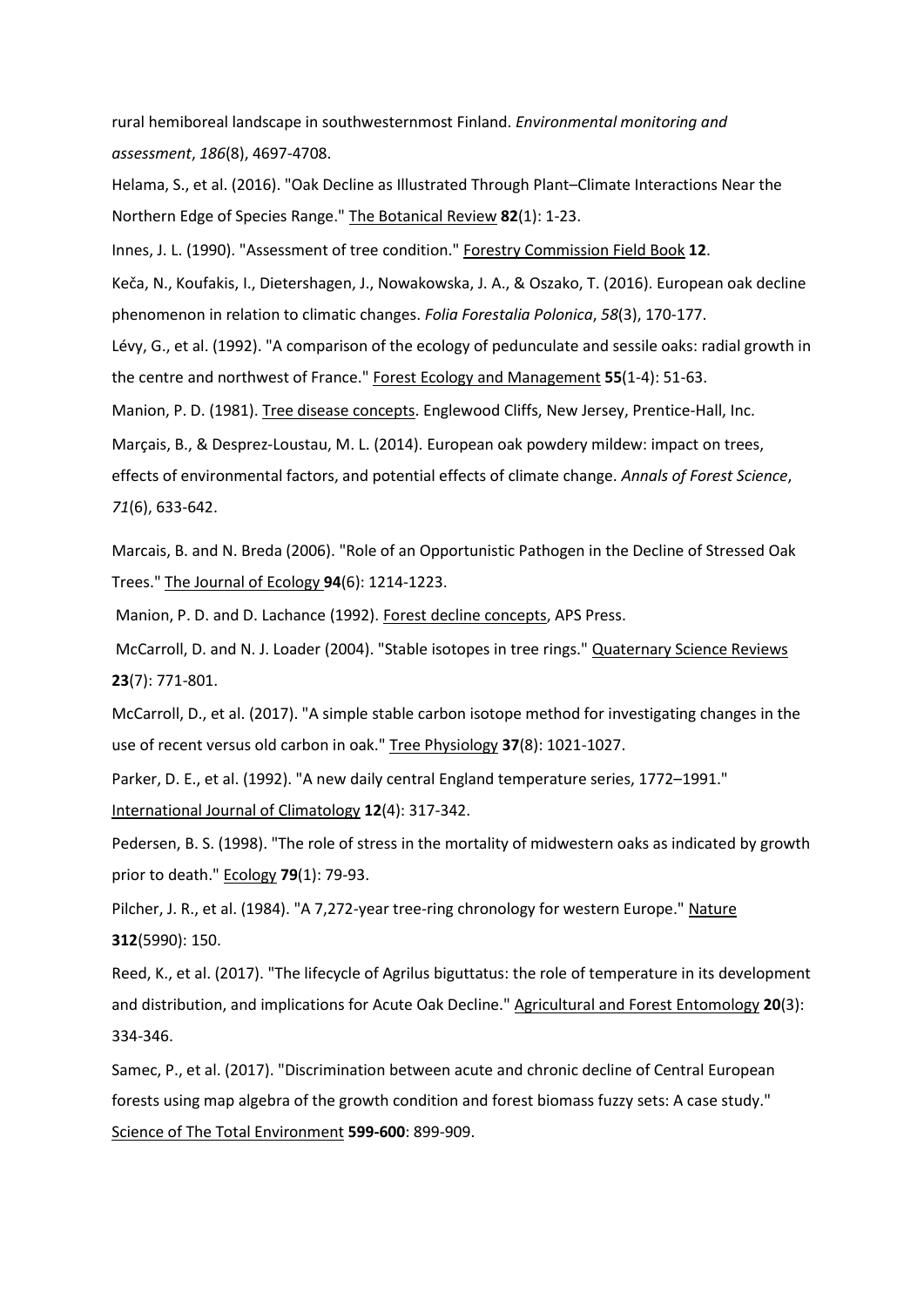rural hemiboreal landscape in southwesternmost Finland. *Environmental monitoring and assessment*, *186*(8), 4697-4708.

Helama, S., et al. (2016). "Oak Decline as Illustrated Through Plant–Climate Interactions Near the Northern Edge of Species Range." The Botanical Review **82**(1): 1-23.

Innes, J. L. (1990). "Assessment of tree condition." Forestry Commission Field Book **12**.

Keča, N., Koufakis, I., Dietershagen, J., Nowakowska, J. A., & Oszako, T. (2016). European oak decline phenomenon in relation to climatic changes. *Folia Forestalia Polonica*, *58*(3), 170-177.

Lévy, G., et al. (1992). "A comparison of the ecology of pedunculate and sessile oaks: radial growth in the centre and northwest of France." Forest Ecology and Management **55**(1-4): 51-63.

Manion, P. D. (1981). Tree disease concepts. Englewood Cliffs, New Jersey, Prentice-Hall, Inc.

Marçais, B., & Desprez-Loustau, M. L. (2014). European oak powdery mildew: impact on trees, effects of environmental factors, and potential effects of climate change. *Annals of Forest Science*, *71*(6), 633-642.

Marcais, B. and N. Breda (2006). "Role of an Opportunistic Pathogen in the Decline of Stressed Oak Trees." The Journal of Ecology **94**(6): 1214-1223.

Manion, P. D. and D. Lachance (1992). Forest decline concepts, APS Press.

McCarroll, D. and N. J. Loader (2004). "Stable isotopes in tree rings." Quaternary Science Reviews **23**(7): 771-801.

McCarroll, D., et al. (2017). "A simple stable carbon isotope method for investigating changes in the use of recent versus old carbon in oak." Tree Physiology **37**(8): 1021-1027.

Parker, D. E., et al. (1992). "A new daily central England temperature series, 1772–1991." International Journal of Climatology **12**(4): 317-342.

Pedersen, B. S. (1998). "The role of stress in the mortality of midwestern oaks as indicated by growth prior to death." Ecology **79**(1): 79-93.

Pilcher, J. R., et al. (1984). "A 7,272-year tree-ring chronology for western Europe." Nature **312**(5990): 150.

Reed, K., et al. (2017). "The lifecycle of Agrilus biguttatus: the role of temperature in its development and distribution, and implications for Acute Oak Decline." Agricultural and Forest Entomology **20**(3): 334-346.

Samec, P., et al. (2017). "Discrimination between acute and chronic decline of Central European forests using map algebra of the growth condition and forest biomass fuzzy sets: A case study." Science of The Total Environment **599-600**: 899-909.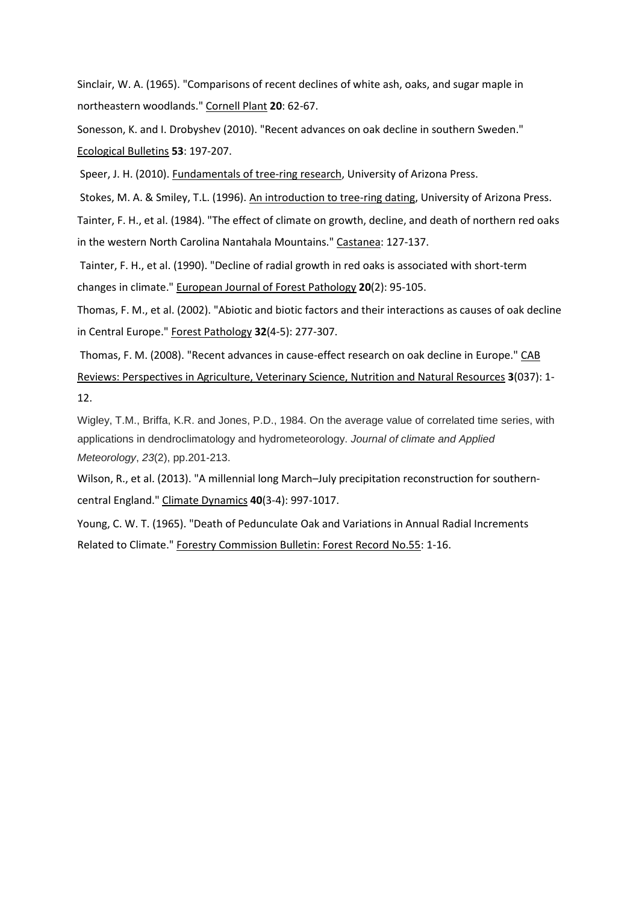Sinclair, W. A. (1965). "Comparisons of recent declines of white ash, oaks, and sugar maple in northeastern woodlands." Cornell Plant **20**: 62-67.

Sonesson, K. and I. Drobyshev (2010). "Recent advances on oak decline in southern Sweden." Ecological Bulletins **53**: 197-207.

Speer, J. H. (2010). Fundamentals of tree-ring research, University of Arizona Press.

Stokes, M. A. & Smiley, T.L. (1996). An introduction to tree-ring dating, University of Arizona Press.

Tainter, F. H., et al. (1984). "The effect of climate on growth, decline, and death of northern red oaks in the western North Carolina Nantahala Mountains." Castanea: 127-137.

Tainter, F. H., et al. (1990). "Decline of radial growth in red oaks is associated with short-term changes in climate." European Journal of Forest Pathology **20**(2): 95-105.

Thomas, F. M., et al. (2002). "Abiotic and biotic factors and their interactions as causes of oak decline in Central Europe." Forest Pathology **32**(4-5): 277-307.

Thomas, F. M. (2008). "Recent advances in cause-effect research on oak decline in Europe." CAB Reviews: Perspectives in Agriculture, Veterinary Science, Nutrition and Natural Resources **3**(037): 1-12.

Wigley, T.M., Briffa, K.R. and Jones, P.D., 1984. On the average value of correlated time series, with applications in dendroclimatology and hydrometeorology. *Journal of climate and Applied Meteorology*, *23*(2), pp.201-213.

Wilson, R., et al. (2013). "A millennial long March–July precipitation reconstruction for southern-central England." Climate Dynamics **40**(3-4): 997-1017.

Young, C. W. T. (1965). "Death of Pedunculate Oak and Variations in Annual Radial Increments Related to Climate." Forestry Commission Bulletin: Forest Record No.55: 1-16.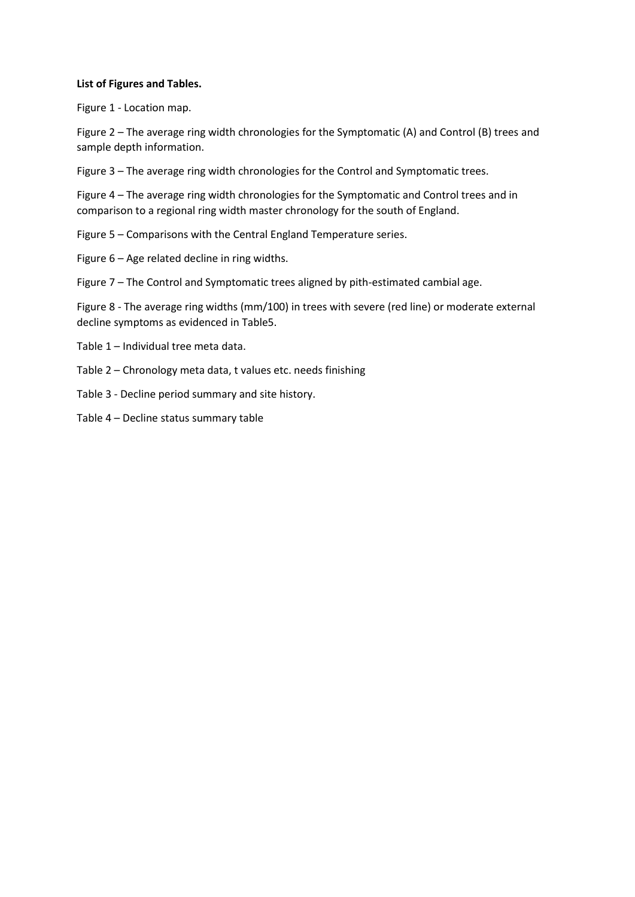**List of Figures and Tables.**

Figure 1 - Location map.

Figure 2 – The average ring width chronologies for the Symptomatic (A) and Control (B) trees and sample depth information.

Figure 3 – The average ring width chronologies for the Control and Symptomatic trees.

Figure 4 – The average ring width chronologies for the Symptomatic and Control trees and in comparison to a regional ring width master chronology for the south of England.

Figure 5 – Comparisons with the Central England Temperature series.

Figure 6 – Age related decline in ring widths.

Figure 7 – The Control and Symptomatic trees aligned by pith-estimated cambial age.

Figure 8 - The average ring widths (mm/100) in trees with severe (red line) or moderate external decline symptoms as evidenced in Table5.

Table 1 – Individual tree meta data.

Table 2 – Chronology meta data, t values etc. needs finishing

Table 3 - Decline period summary and site history.

Table 4 – Decline status summary table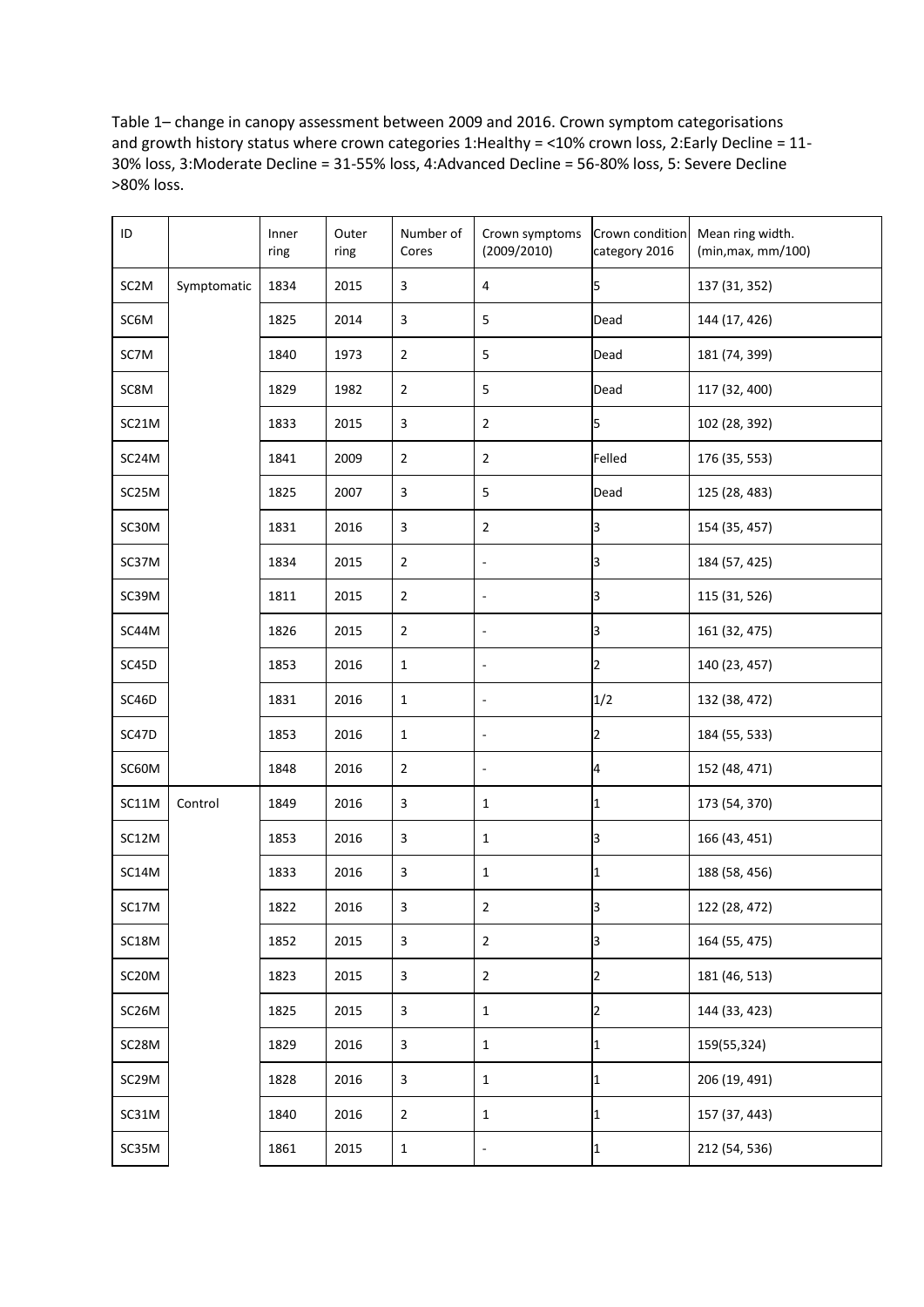Table 1– change in canopy assessment between 2009 and 2016. Crown symptom categorisations and growth history status where crown categories 1:Healthy = <10% crown loss, 2:Early Decline = 11-30% loss, 3:Moderate Decline = 31-55% loss, 4:Advanced Decline = 56-80% loss, 5: Severe Decline >80% loss.

| ID | | Inner ring | Outer ring | Number of Cores | Crown symptoms (2009/2010) | Crown condition category 2016 | Mean ring width. (min,max, mm/100) |
|---|---|---|---|---|---|---|---|
| SC2M | Symptomatic | 1834 | 2015 | 3 | 4 | 5 | 137 (31, 352) |
| SC6M | | 1825 | 2014 | 3 | 5 | Dead | 144 (17, 426) |
| SC7M | | 1840 | 1973 | 2 | 5 | Dead | 181 (74, 399) |
| SC8M | | 1829 | 1982 | 2 | 5 | Dead | 117 (32, 400) |
| SC21M | | 1833 | 2015 | 3 | 2 | 5 | 102 (28, 392) |
| SC24M | | 1841 | 2009 | 2 | 2 | Felled | 176 (35, 553) |
| SC25M | | 1825 | 2007 | 3 | 5 | Dead | 125 (28, 483) |
| SC30M | | 1831 | 2016 | 3 | 2 | 3 | 154 (35, 457) |
| SC37M | | 1834 | 2015 | 2 | - | 3 | 184 (57, 425) |
| SC39M | | 1811 | 2015 | 2 | - | 3 | 115 (31, 526) |
| SC44M | | 1826 | 2015 | 2 | - | 3 | 161 (32, 475) |
| SC45D | | 1853 | 2016 | 1 | - | 2 | 140 (23, 457) |
| SC46D | | 1831 | 2016 | 1 | - | 1/2 | 132 (38, 472) |
| SC47D | | 1853 | 2016 | 1 | - | 2 | 184 (55, 533) |
| SC60M | | 1848 | 2016 | 2 | - | 4 | 152 (48, 471) |
| SC11M | Control | 1849 | 2016 | 3 | 1 | 1 | 173 (54, 370) |
| SC12M | | 1853 | 2016 | 3 | 1 | 3 | 166 (43, 451) |
| SC14M | | 1833 | 2016 | 3 | 1 | 1 | 188 (58, 456) |
| SC17M | | 1822 | 2016 | 3 | 2 | 3 | 122 (28, 472) |
| SC18M | | 1852 | 2015 | 3 | 2 | 3 | 164 (55, 475) |
| SC20M | | 1823 | 2015 | 3 | 2 | 2 | 181 (46, 513) |
| SC26M | | 1825 | 2015 | 3 | 1 | 2 | 144 (33, 423) |
| SC28M | | 1829 | 2016 | 3 | 1 | 1 | 159(55,324) |
| SC29M | | 1828 | 2016 | 3 | 1 | 1 | 206 (19, 491) |
| SC31M | | 1840 | 2016 | 2 | 1 | 1 | 157 (37, 443) |
| SC35M | | 1861 | 2015 | 1 | - | 1 | 212 (54, 536) |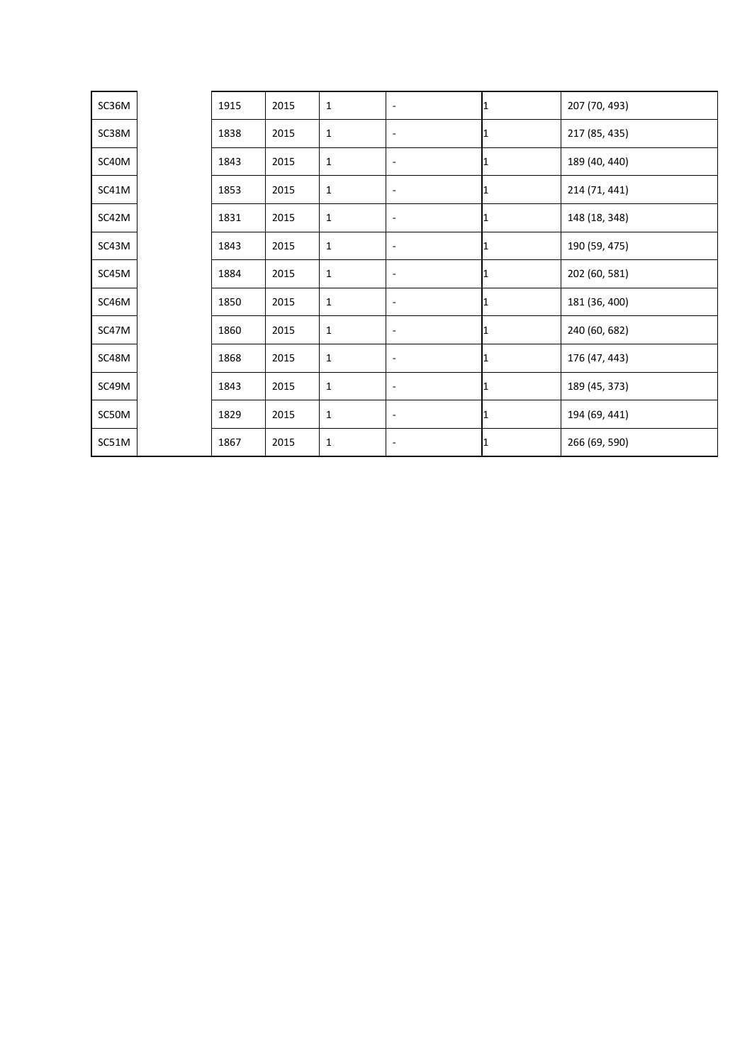| | | | | | | | |
|---|---|---|---|---|---|---|---|
| SC36M | | 1915 | 2015 | 1 | - | 1 | 207 (70, 493) |
| SC38M | | 1838 | 2015 | 1 | - | 1 | 217 (85, 435) |
| SC40M | | 1843 | 2015 | 1 | - | 1 | 189 (40, 440) |
| SC41M | | 1853 | 2015 | 1 | - | 1 | 214 (71, 441) |
| SC42M | | 1831 | 2015 | 1 | - | 1 | 148 (18, 348) |
| SC43M | | 1843 | 2015 | 1 | - | 1 | 190 (59, 475) |
| SC45M | | 1884 | 2015 | 1 | - | 1 | 202 (60, 581) |
| SC46M | | 1850 | 2015 | 1 | - | 1 | 181 (36, 400) |
| SC47M | | 1860 | 2015 | 1 | - | 1 | 240 (60, 682) |
| SC48M | | 1868 | 2015 | 1 | - | 1 | 176 (47, 443) |
| SC49M | | 1843 | 2015 | 1 | - | 1 | 189 (45, 373) |
| SC50M | | 1829 | 2015 | 1 | - | 1 | 194 (69, 441) |
| SC51M | | 1867 | 2015 | 1 | - | 1 | 266 (69, 590) |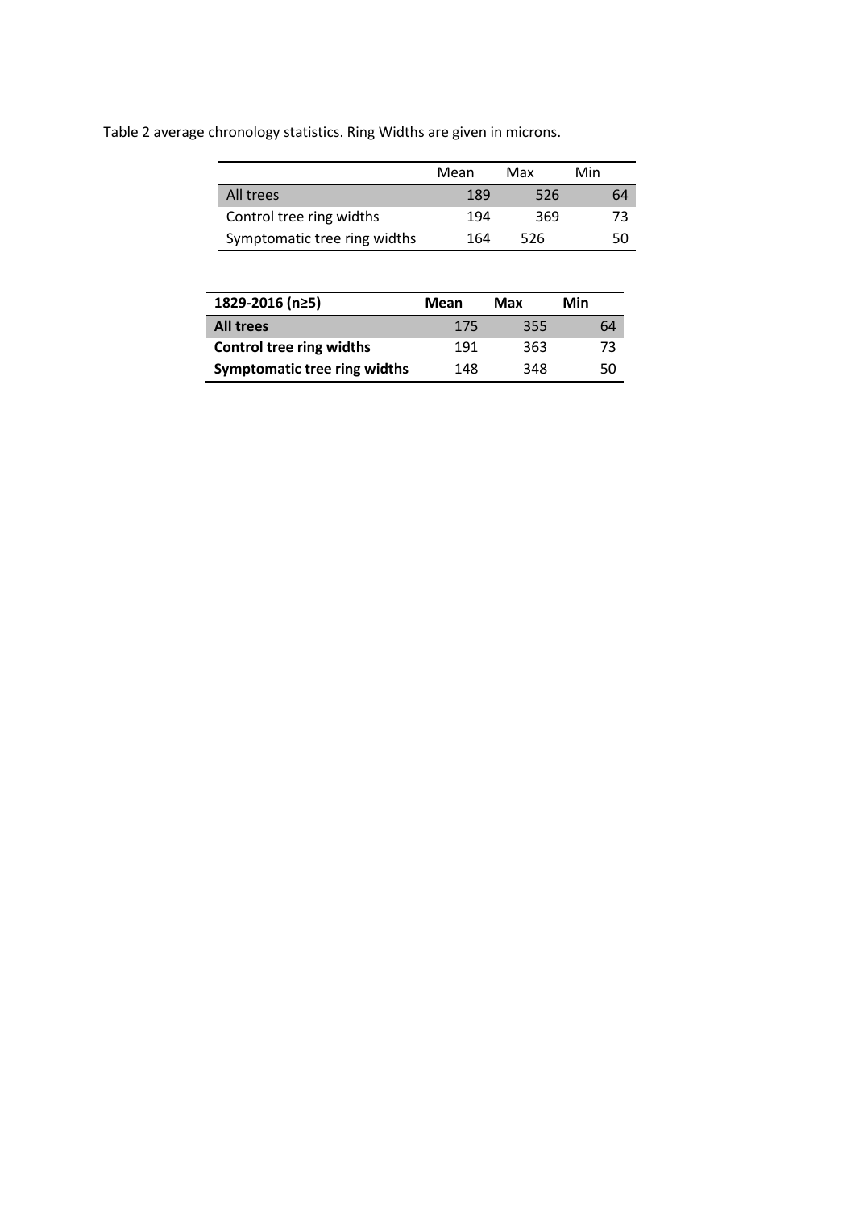Table 2 average chronology statistics. Ring Widths are given in microns.

| | Mean | Max | Min |
|---|---|---|---|
| All trees | 189 | 526 | 64 |
| Control tree ring widths | 194 | 369 | 73 |
| Symptomatic tree ring widths | 164 | 526 | 50 |

| **1829-2016 (n≥5)** | **Mean** | **Max** | **Min** |
|---|---|---|---|
| **All trees** | 175 | 355 | 64 |
| **Control tree ring widths** | 191 | 363 | 73 |
| **Symptomatic tree ring widths** | 148 | 348 | 50 |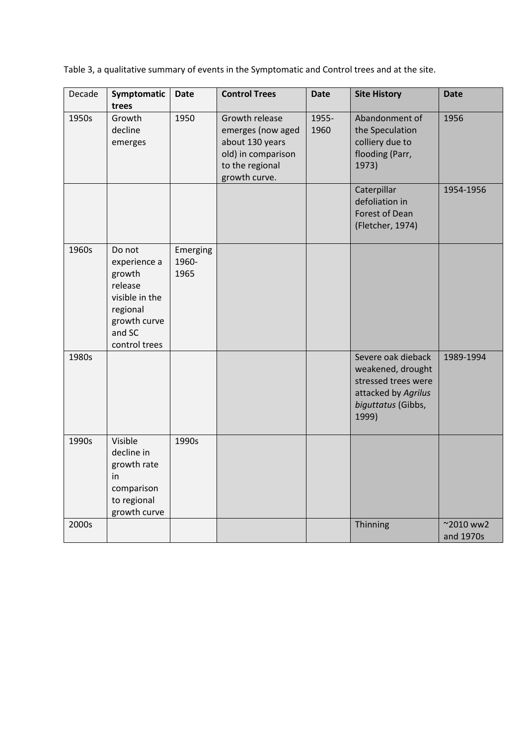Table 3, a qualitative summary of events in the Symptomatic and Control trees and at the site.

| Decade | **Symptomatic trees** | **Date** | **Control Trees** | **Date** | **Site History** | **Date** |
|---|---|---|---|---|---|---|
| 1950s | Growth decline emerges | 1950 | Growth release emerges (now aged about 130 years old) in comparison to the regional growth curve. | 1955-1960 | Abandonment of the Speculation colliery due to flooding (Parr, 1973) | 1956 |
| | | | | | Caterpillar defoliation in Forest of Dean (Fletcher, 1974) | 1954-1956 |
| 1960s | Do not experience a growth release visible in the regional growth curve and SC control trees | Emerging 1960-1965 | | | | |
| 1980s | | | | | Severe oak dieback weakened, drought stressed trees were attacked by *Agrilus biguttatus* (Gibbs, 1999) | 1989-1994 |
| 1990s | Visible decline in growth rate in comparison to regional growth curve | 1990s | | | | |
| 2000s | | | | | Thinning | ~2010 ww2 and 1970s |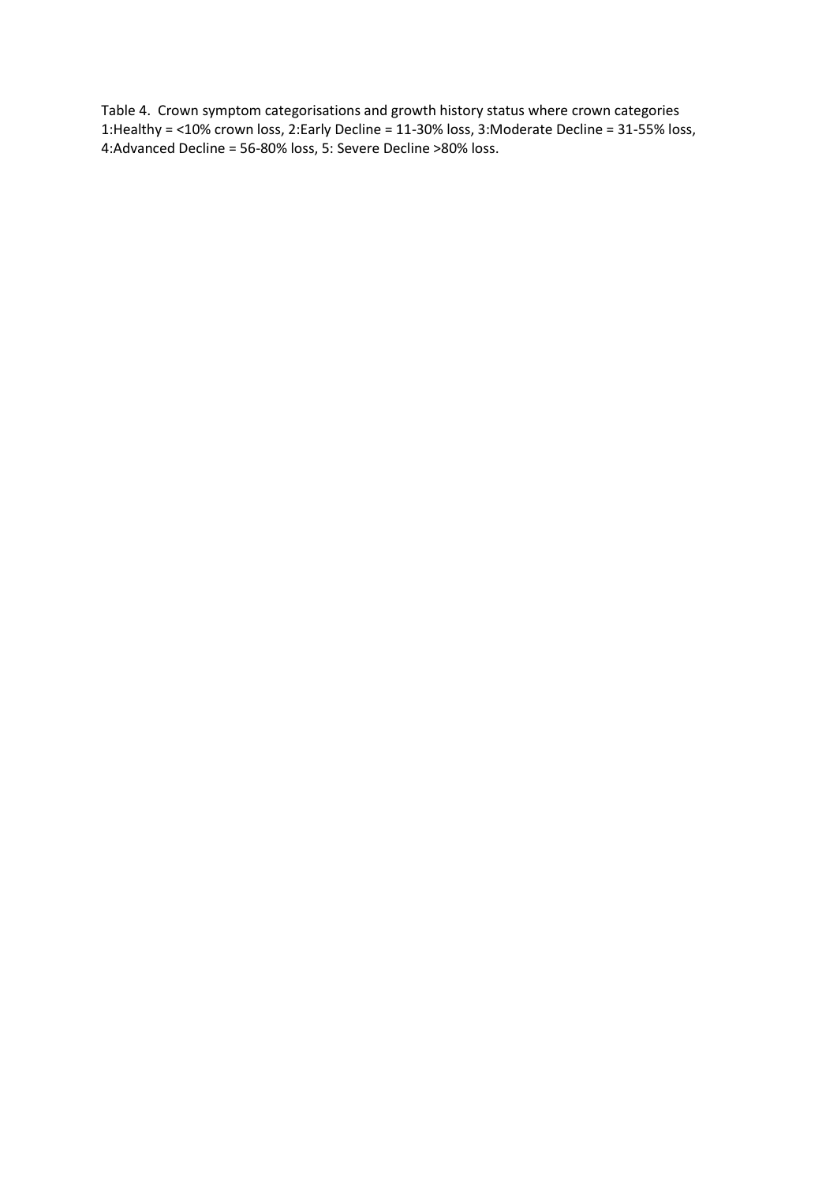Table 4. Crown symptom categorisations and growth history status where crown categories 1:Healthy = <10% crown loss, 2:Early Decline = 11-30% loss, 3:Moderate Decline = 31-55% loss, 4:Advanced Decline = 56-80% loss, 5: Severe Decline >80% loss.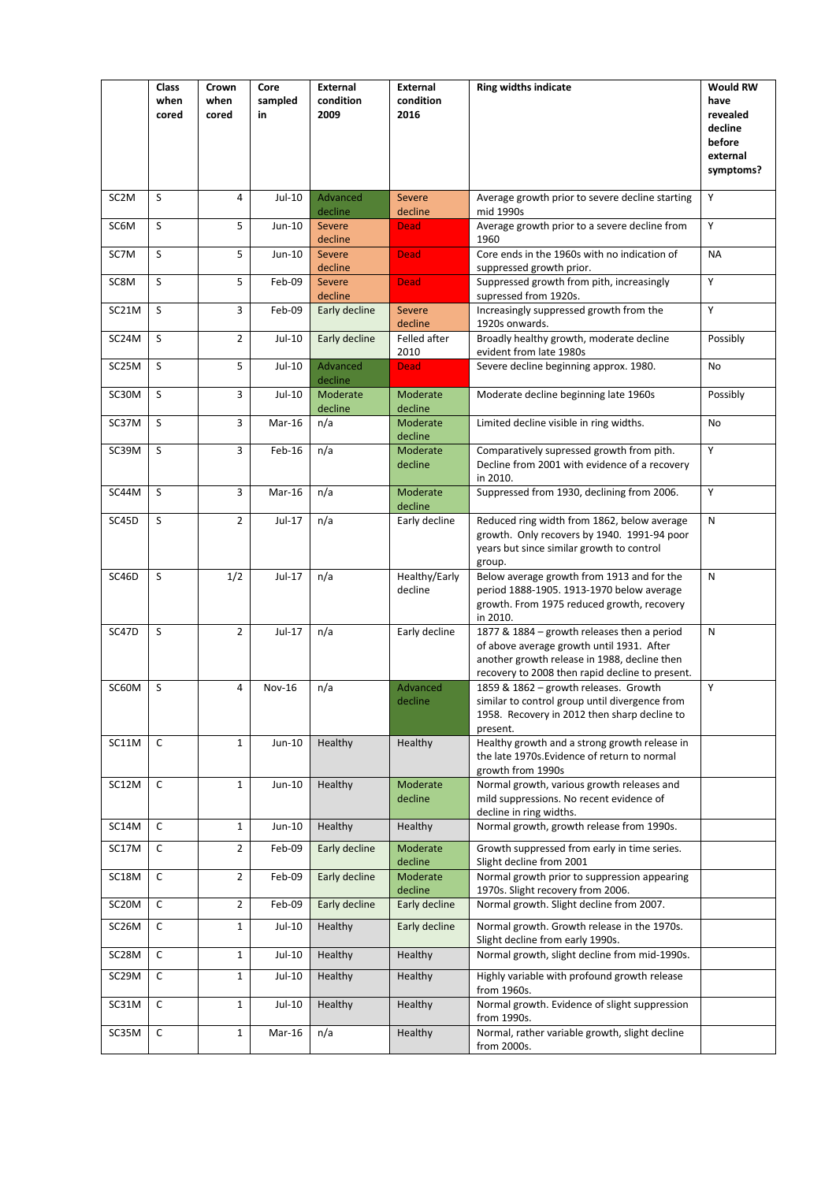| | Class when cored | Crown when cored | Core sampled in | External condition 2009 | External condition 2016 | Ring widths indicate | Would RW have revealed decline before external symptoms? |
|---|---|---|---|---|---|---|---|
| SC2M | S | 4 | Jul-10 | Advanced decline | Severe decline | Average growth prior to severe decline starting mid 1990s | Y |
| SC6M | S | 5 | Jun-10 | Severe decline | Dead | Average growth prior to a severe decline from 1960 | Y |
| SC7M | S | 5 | Jun-10 | Severe decline | Dead | Core ends in the 1960s with no indication of suppressed growth prior. | NA |
| SC8M | S | 5 | Feb-09 | Severe decline | Dead | Suppressed growth from pith, increasingly supressed from 1920s. | Y |
| SC21M | S | 3 | Feb-09 | Early decline | Severe decline | Increasingly suppressed growth from the 1920s onwards. | Y |
| SC24M | S | 2 | Jul-10 | Early decline | Felled after 2010 | Broadly healthy growth, moderate decline evident from late 1980s | Possibly |
| SC25M | S | 5 | Jul-10 | Advanced decline | Dead | Severe decline beginning approx. 1980. | No |
| SC30M | S | 3 | Jul-10 | Moderate decline | Moderate decline | Moderate decline beginning late 1960s | Possibly |
| SC37M | S | 3 | Mar-16 | n/a | Moderate decline | Limited decline visible in ring widths. | No |
| SC39M | S | 3 | Feb-16 | n/a | Moderate decline | Comparatively supressed growth from pith. Decline from 2001 with evidence of a recovery in 2010. | Y |
| SC44M | S | 3 | Mar-16 | n/a | Moderate decline | Suppressed from 1930, declining from 2006. | Y |
| SC45D | S | 2 | Jul-17 | n/a | Early decline | Reduced ring width from 1862, below average growth. Only recovers by 1940. 1991-94 poor years but since similar growth to control group. | N |
| SC46D | S | 1/2 | Jul-17 | n/a | Healthy/Early decline | Below average growth from 1913 and for the period 1888-1905. 1913-1970 below average growth. From 1975 reduced growth, recovery in 2010. | N |
| SC47D | S | 2 | Jul-17 | n/a | Early decline | 1877 & 1884 – growth releases then a period of above average growth until 1931. After another growth release in 1988, decline then recovery to 2008 then rapid decline to present. | N |
| SC60M | S | 4 | Nov-16 | n/a | Advanced decline | 1859 & 1862 – growth releases. Growth similar to control group until divergence from 1958. Recovery in 2012 then sharp decline to present. | Y |
| SC11M | C | 1 | Jun-10 | Healthy | Healthy | Healthy growth and a strong growth release in the late 1970s.Evidence of return to normal growth from 1990s | |
| SC12M | C | 1 | Jun-10 | Healthy | Moderate decline | Normal growth, various growth releases and mild suppressions. No recent evidence of decline in ring widths. | |
| SC14M | C | 1 | Jun-10 | Healthy | Healthy | Normal growth, growth release from 1990s. | |
| SC17M | C | 2 | Feb-09 | Early decline | Moderate decline | Growth suppressed from early in time series. Slight decline from 2001 | |
| SC18M | C | 2 | Feb-09 | Early decline | Moderate decline | Normal growth prior to suppression appearing 1970s. Slight recovery from 2006. | |
| SC20M | C | 2 | Feb-09 | Early decline | Early decline | Normal growth. Slight decline from 2007. | |
| SC26M | C | 1 | Jul-10 | Healthy | Early decline | Normal growth. Growth release in the 1970s. Slight decline from early 1990s. | |
| SC28M | C | 1 | Jul-10 | Healthy | Healthy | Normal growth, slight decline from mid-1990s. | |
| SC29M | C | 1 | Jul-10 | Healthy | Healthy | Highly variable with profound growth release from 1960s. | |
| SC31M | C | 1 | Jul-10 | Healthy | Healthy | Normal growth. Evidence of slight suppression from 1990s. | |
| SC35M | C | 1 | Mar-16 | n/a | Healthy | Normal, rather variable growth, slight decline from 2000s. | |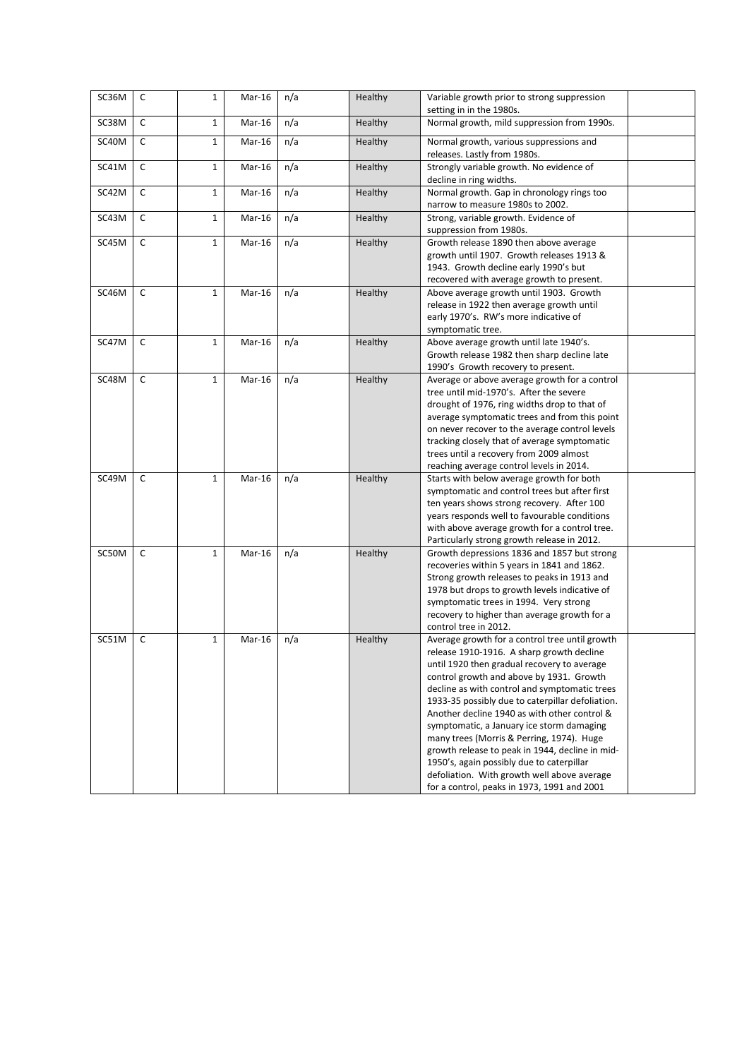| | | | | | | | |
|---|---|---|---|---|---|---|---|
| SC36M | C | 1 | Mar-16 | n/a | Healthy | Variable growth prior to strong suppression setting in in the 1980s. | |
| SC38M | C | 1 | Mar-16 | n/a | Healthy | Normal growth, mild suppression from 1990s. | |
| SC40M | C | 1 | Mar-16 | n/a | Healthy | Normal growth, various suppressions and releases. Lastly from 1980s. | |
| SC41M | C | 1 | Mar-16 | n/a | Healthy | Strongly variable growth. No evidence of decline in ring widths. | |
| SC42M | C | 1 | Mar-16 | n/a | Healthy | Normal growth. Gap in chronology rings too narrow to measure 1980s to 2002. | |
| SC43M | C | 1 | Mar-16 | n/a | Healthy | Strong, variable growth. Evidence of suppression from 1980s. | |
| SC45M | C | 1 | Mar-16 | n/a | Healthy | Growth release 1890 then above average growth until 1907. Growth releases 1913 & 1943. Growth decline early 1990's but recovered with average growth to present. | |
| SC46M | C | 1 | Mar-16 | n/a | Healthy | Above average growth until 1903. Growth release in 1922 then average growth until early 1970's. RW's more indicative of symptomatic tree. | |
| SC47M | C | 1 | Mar-16 | n/a | Healthy | Above average growth until late 1940's. Growth release 1982 then sharp decline late 1990's Growth recovery to present. | |
| SC48M | C | 1 | Mar-16 | n/a | Healthy | Average or above average growth for a control tree until mid-1970's. After the severe drought of 1976, ring widths drop to that of average symptomatic trees and from this point on never recover to the average control levels tracking closely that of average symptomatic trees until a recovery from 2009 almost reaching average control levels in 2014. | |
| SC49M | C | 1 | Mar-16 | n/a | Healthy | Starts with below average growth for both symptomatic and control trees but after first ten years shows strong recovery. After 100 years responds well to favourable conditions with above average growth for a control tree. Particularly strong growth release in 2012. | |
| SC50M | C | 1 | Mar-16 | n/a | Healthy | Growth depressions 1836 and 1857 but strong recoveries within 5 years in 1841 and 1862. Strong growth releases to peaks in 1913 and 1978 but drops to growth levels indicative of symptomatic trees in 1994. Very strong recovery to higher than average growth for a control tree in 2012. | |
| SC51M | C | 1 | Mar-16 | n/a | Healthy | Average growth for a control tree until growth release 1910-1916. A sharp growth decline until 1920 then gradual recovery to average control growth and above by 1931. Growth decline as with control and symptomatic trees 1933-35 possibly due to caterpillar defoliation. Another decline 1940 as with other control & symptomatic, a January ice storm damaging many trees (Morris & Perring, 1974). Huge growth release to peak in 1944, decline in mid-1950's, again possibly due to caterpillar defoliation. With growth well above average for a control, peaks in 1973, 1991 and 2001 | |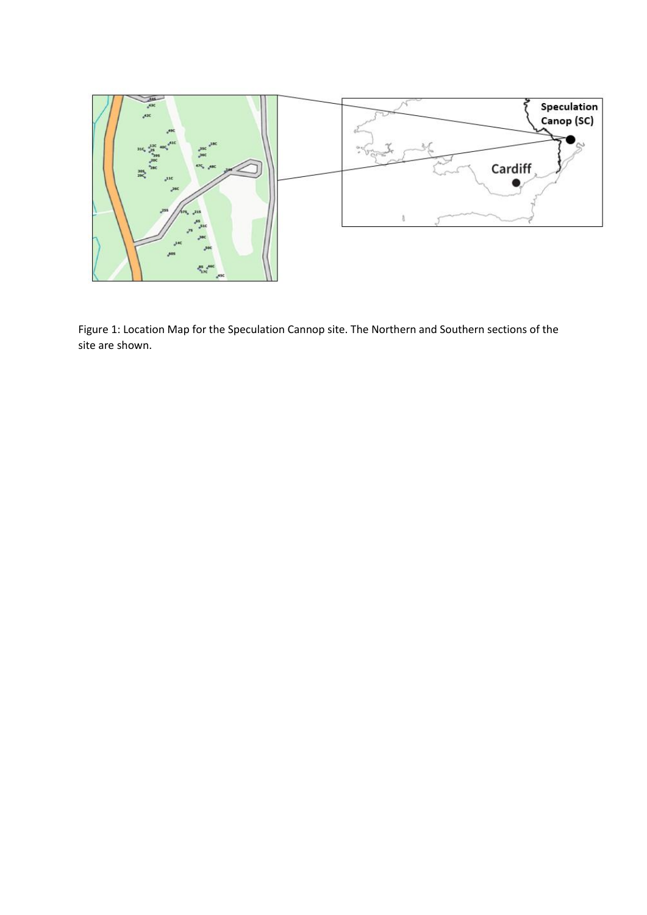Figure 1: Location Map for the Speculation Cannop site. The Northern and Southern sections of the site are shown.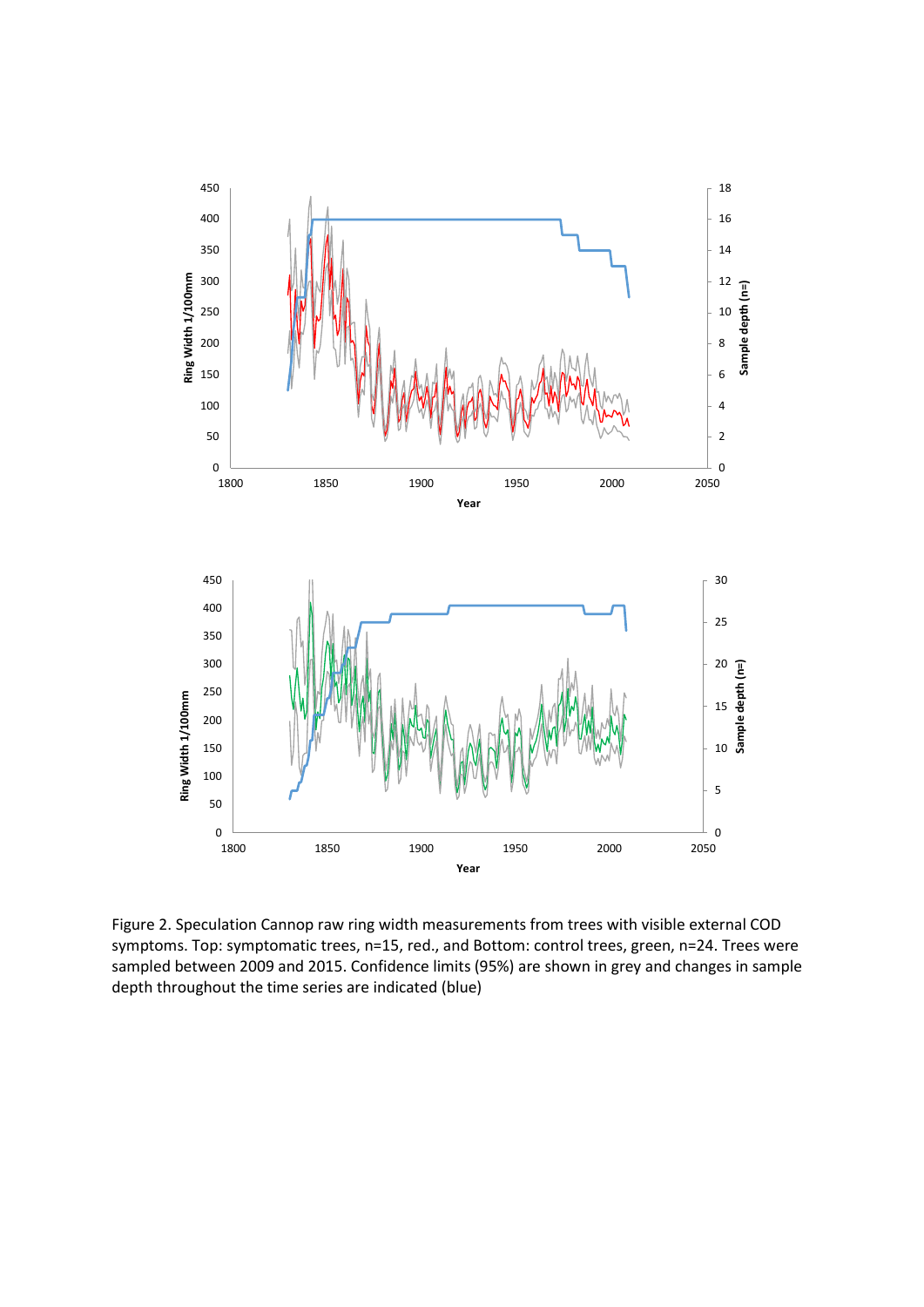Figure 2. Speculation Cannop raw ring width measurements from trees with visible external COD symptoms. Top: symptomatic trees, n=15, red., and Bottom: control trees, green, n=24. Trees were sampled between 2009 and 2015. Confidence limits (95%) are shown in grey and changes in sample depth throughout the time series are indicated (blue)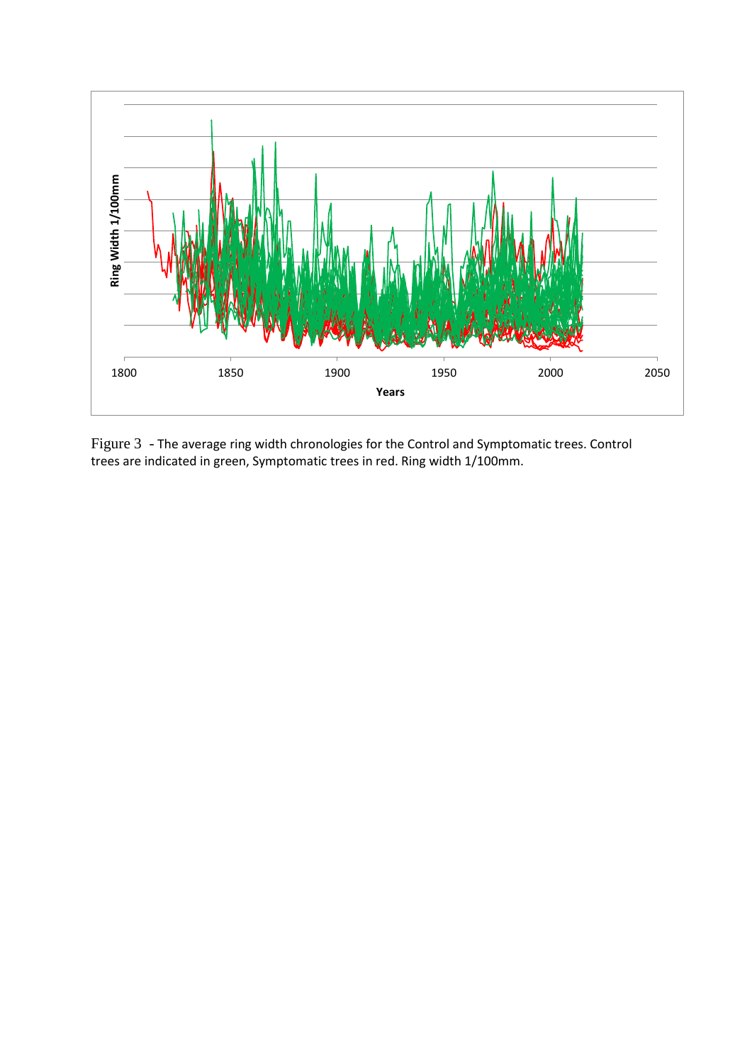Figure 3 - The average ring width chronologies for the Control and Symptomatic trees. Control trees are indicated in green, Symptomatic trees in red. Ring width 1/100mm.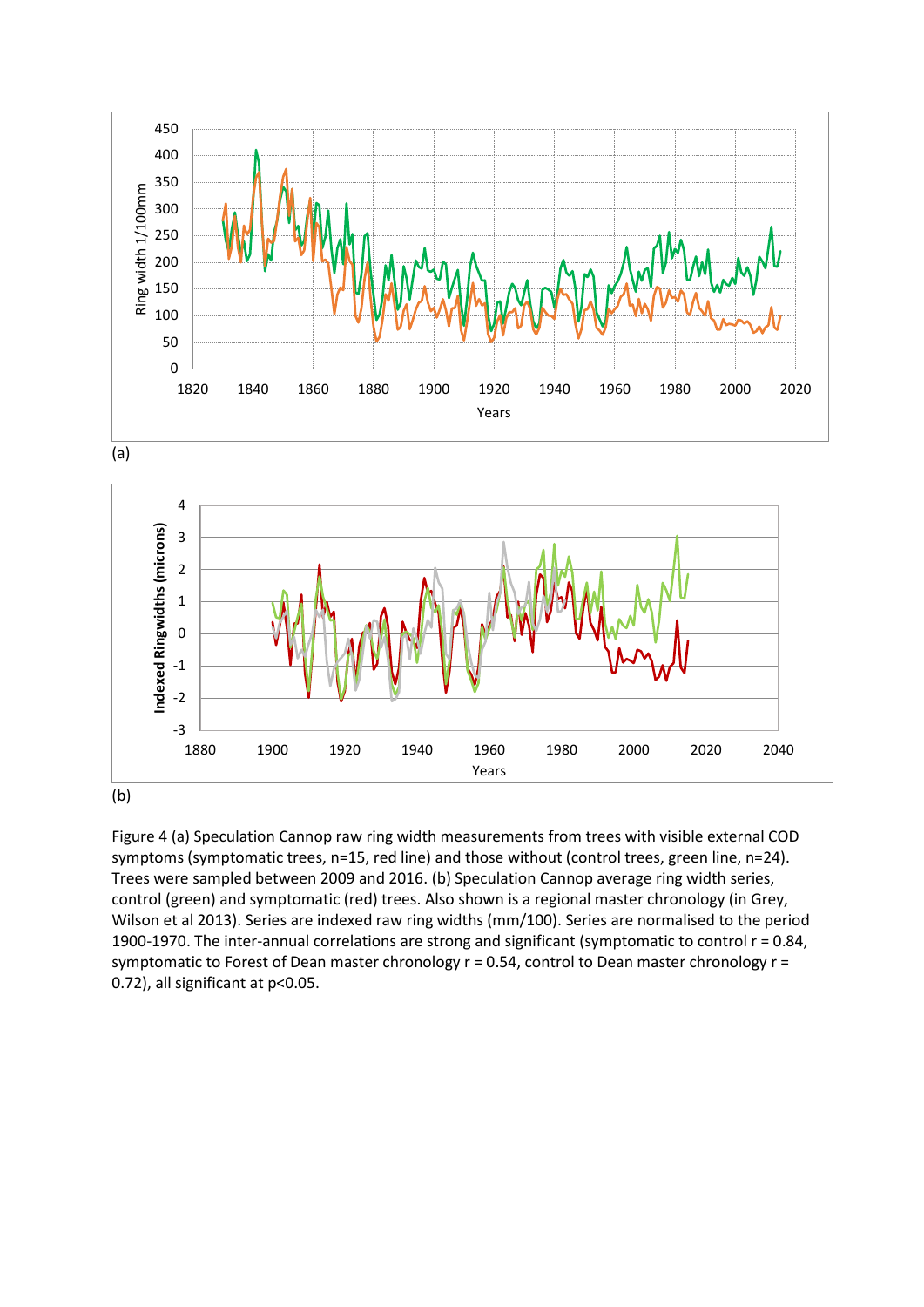(a)

(b)

Figure 4 (a) Speculation Cannop raw ring width measurements from trees with visible external COD symptoms (symptomatic trees, n=15, red line) and those without (control trees, green line, n=24). Trees were sampled between 2009 and 2016. (b) Speculation Cannop average ring width series, control (green) and symptomatic (red) trees. Also shown is a regional master chronology (in Grey, Wilson et al 2013). Series are indexed raw ring widths (mm/100). Series are normalised to the period 1900-1970. The inter-annual correlations are strong and significant (symptomatic to control r = 0.84, symptomatic to Forest of Dean master chronology r = 0.54, control to Dean master chronology r = 0.72), all significant at p<0.05.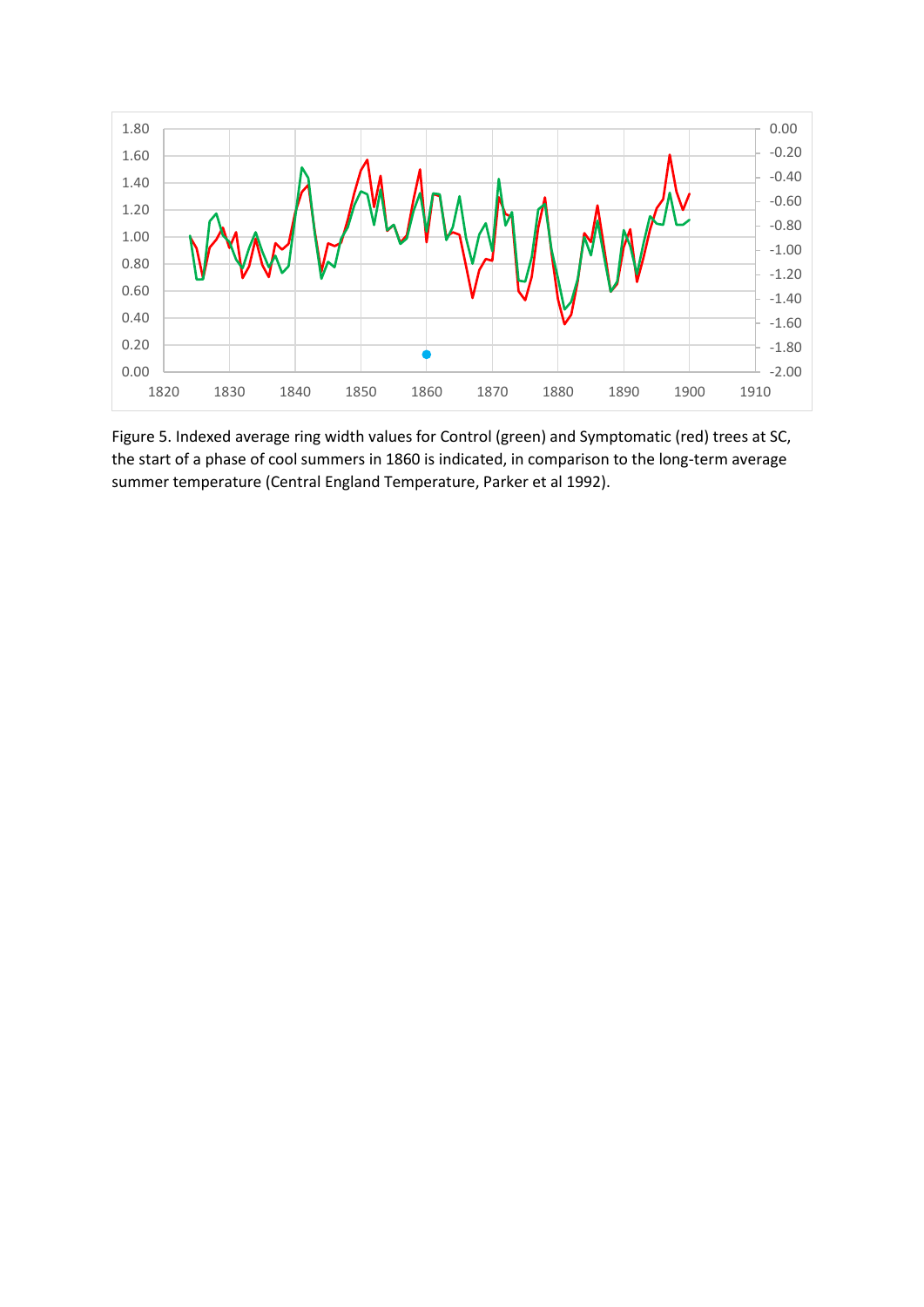Figure 5. Indexed average ring width values for Control (green) and Symptomatic (red) trees at SC, the start of a phase of cool summers in 1860 is indicated, in comparison to the long-term average summer temperature (Central England Temperature, Parker et al 1992).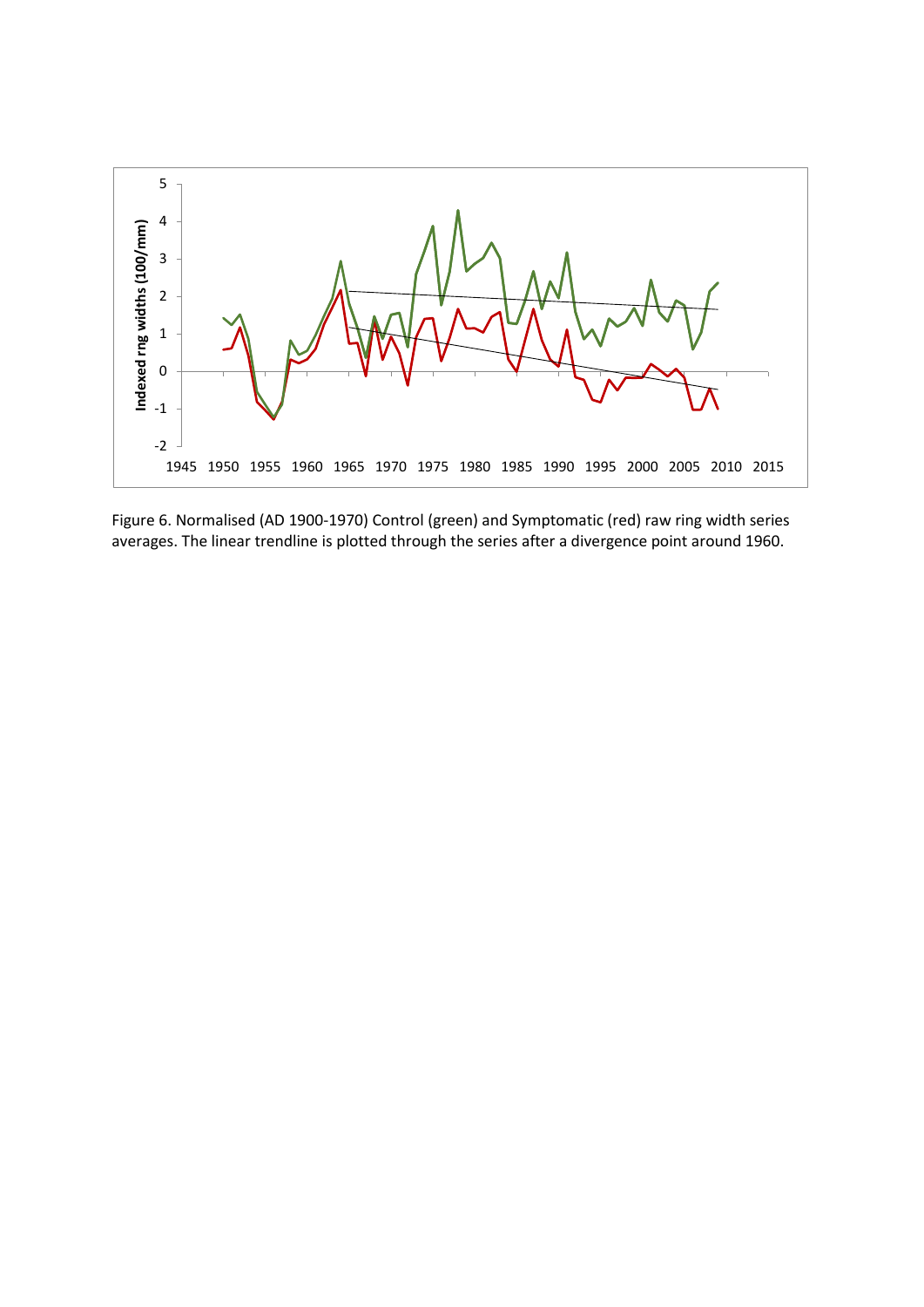Figure 6. Normalised (AD 1900-1970) Control (green) and Symptomatic (red) raw ring width series averages. The linear trendline is plotted through the series after a divergence point around 1960.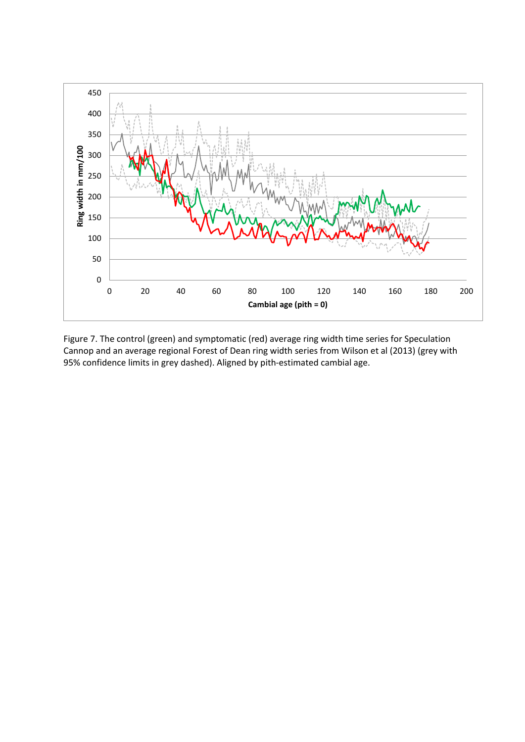Figure 7. The control (green) and symptomatic (red) average ring width time series for Speculation Cannop and an average regional Forest of Dean ring width series from Wilson et al (2013) (grey with 95% confidence limits in grey dashed). Aligned by pith-estimated cambial age.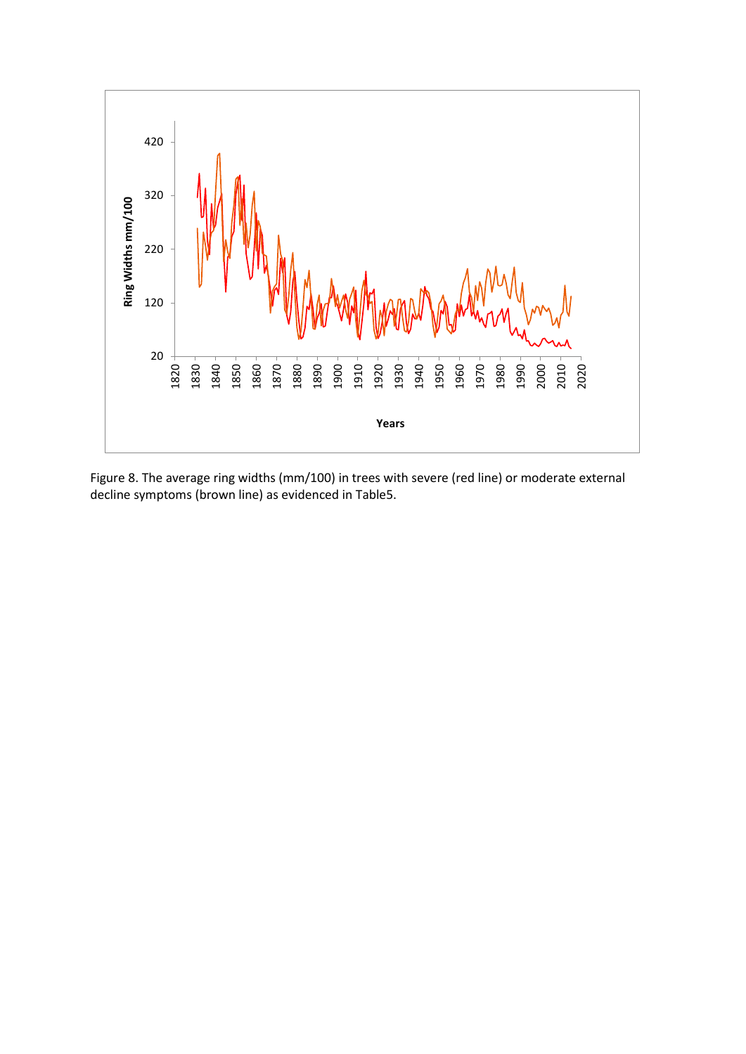Ring Widths mm/100

420
320
220
120
20

1820
1830
1840
1850
1860
1870
1880
1890
1900
1910
1920
1930
1940
1950
1960
1970
1980
1990
2000
2010
2020

Years

Figure 8. The average ring widths (mm/100) in trees with severe (red line) or moderate external decline symptoms (brown line) as evidenced in Table5.